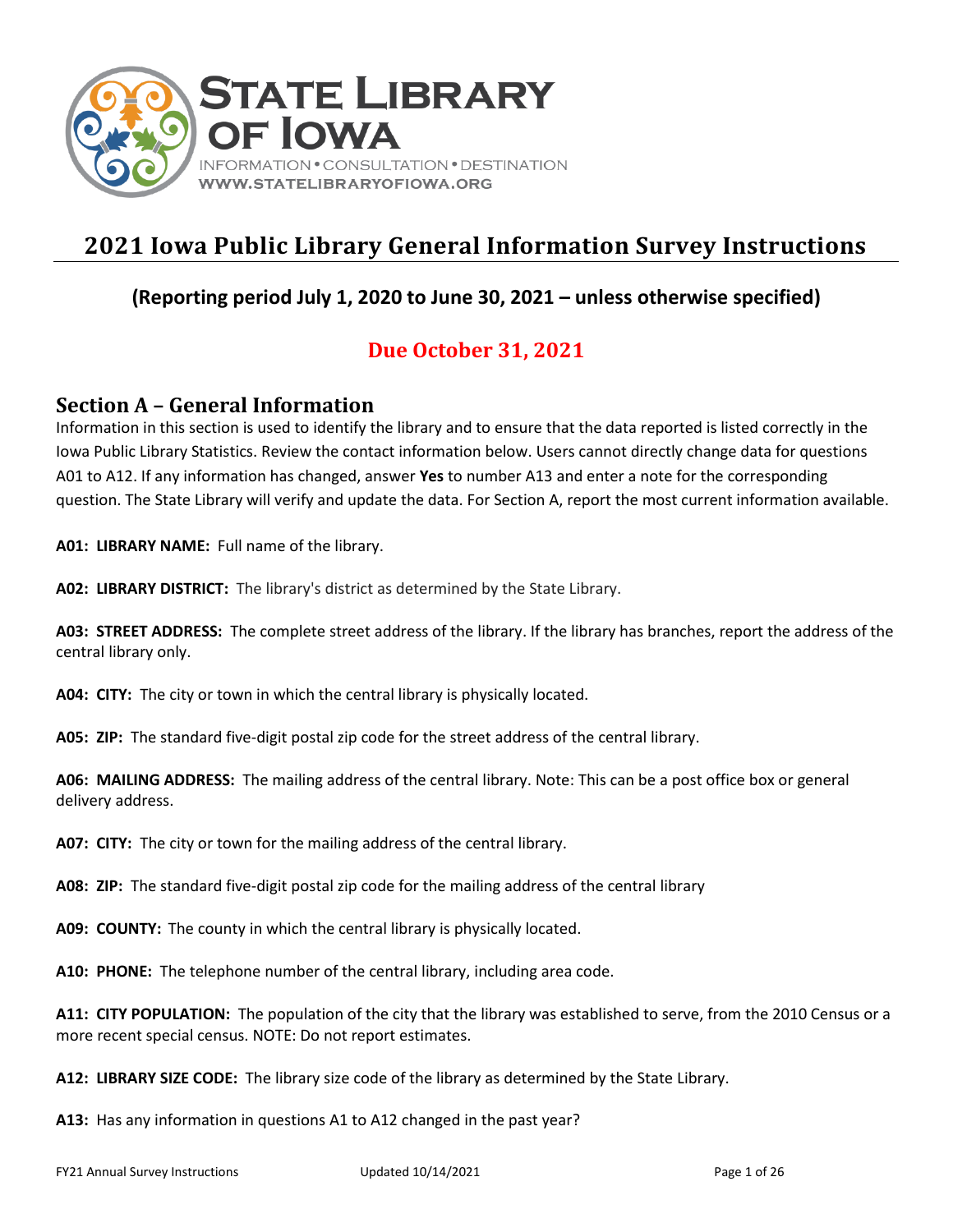STATE LIBRARY OF IOWA

INFORMATION • CONSULTATION • DESTINATION

WWW.STATELIBRARYOFIOWA.ORG

# 2021 Iowa Public Library General Information Survey Instructions

## (Reporting period July 1, 2020 to June 30, 2021 – unless otherwise specified)

## Due October 31, 2021

## Section A – General Information

Information in this section is used to identify the library and to ensure that the data reported is listed correctly in the Iowa Public Library Statistics. Review the contact information below. Users cannot directly change data for questions A01 to A12. If any information has changed, answer **Yes** to number A13 and enter a note for the corresponding question. The State Library will verify and update the data. For Section A, report the most current information available.

**A01: LIBRARY NAME:** Full name of the library.

**A02: LIBRARY DISTRICT:** The library's district as determined by the State Library.

**A03: STREET ADDRESS:** The complete street address of the library. If the library has branches, report the address of the central library only.

**A04: CITY:** The city or town in which the central library is physically located.

**A05: ZIP:** The standard five-digit postal zip code for the street address of the central library.

**A06: MAILING ADDRESS:** The mailing address of the central library. Note: This can be a post office box or general delivery address.

**A07: CITY:** The city or town for the mailing address of the central library.

**A08: ZIP:** The standard five-digit postal zip code for the mailing address of the central library

**A09: COUNTY:** The county in which the central library is physically located.

**A10: PHONE:** The telephone number of the central library, including area code.

**A11: CITY POPULATION:** The population of the city that the library was established to serve, from the 2010 Census or a more recent special census. NOTE: Do not report estimates.

**A12: LIBRARY SIZE CODE:** The library size code of the library as determined by the State Library.

**A13:** Has any information in questions A1 to A12 changed in the past year?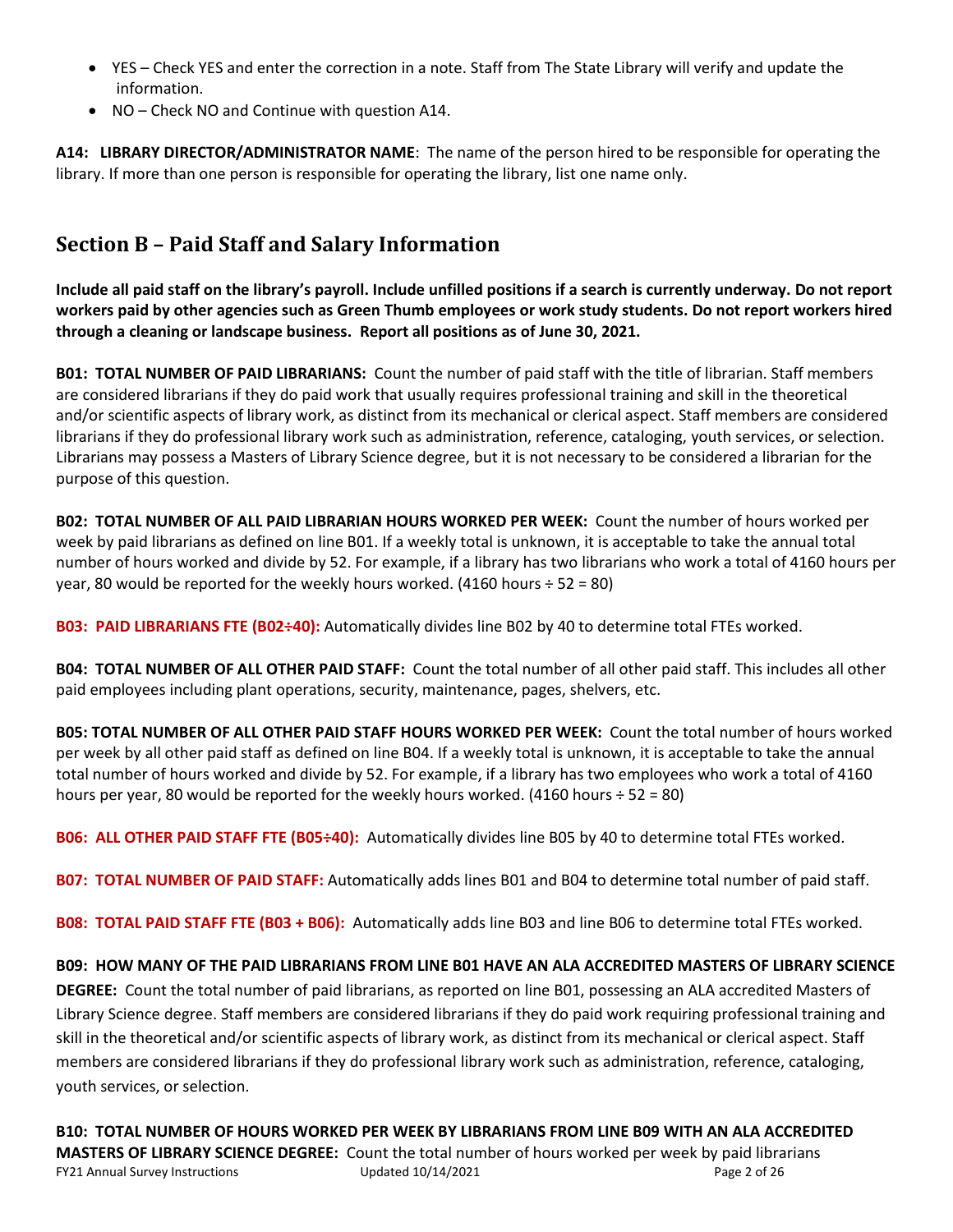- YES – Check YES and enter the correction in a note. Staff from The State Library will verify and update the information.
- NO – Check NO and Continue with question A14.

**A14: LIBRARY DIRECTOR/ADMINISTRATOR NAME**: The name of the person hired to be responsible for operating the library. If more than one person is responsible for operating the library, list one name only.

## Section B – Paid Staff and Salary Information

**Include all paid staff on the library's payroll. Include unfilled positions if a search is currently underway. Do not report workers paid by other agencies such as Green Thumb employees or work study students. Do not report workers hired through a cleaning or landscape business. Report all positions as of June 30, 2021.**

**B01: TOTAL NUMBER OF PAID LIBRARIANS:** Count the number of paid staff with the title of librarian. Staff members are considered librarians if they do paid work that usually requires professional training and skill in the theoretical and/or scientific aspects of library work, as distinct from its mechanical or clerical aspect. Staff members are considered librarians if they do professional library work such as administration, reference, cataloging, youth services, or selection. Librarians may possess a Masters of Library Science degree, but it is not necessary to be considered a librarian for the purpose of this question.

**B02: TOTAL NUMBER OF ALL PAID LIBRARIAN HOURS WORKED PER WEEK:** Count the number of hours worked per week by paid librarians as defined on line B01. If a weekly total is unknown, it is acceptable to take the annual total number of hours worked and divide by 52. For example, if a library has two librarians who work a total of 4160 hours per year, 80 would be reported for the weekly hours worked. (4160 hours ÷ 52 = 80)

**B03: PAID LIBRARIANS FTE (B02÷40):** Automatically divides line B02 by 40 to determine total FTEs worked.

**B04: TOTAL NUMBER OF ALL OTHER PAID STAFF:** Count the total number of all other paid staff. This includes all other paid employees including plant operations, security, maintenance, pages, shelvers, etc.

**B05: TOTAL NUMBER OF ALL OTHER PAID STAFF HOURS WORKED PER WEEK:** Count the total number of hours worked per week by all other paid staff as defined on line B04. If a weekly total is unknown, it is acceptable to take the annual total number of hours worked and divide by 52. For example, if a library has two employees who work a total of 4160 hours per year, 80 would be reported for the weekly hours worked. (4160 hours ÷ 52 = 80)

**B06: ALL OTHER PAID STAFF FTE (B05÷40):** Automatically divides line B05 by 40 to determine total FTEs worked.

**B07: TOTAL NUMBER OF PAID STAFF:** Automatically adds lines B01 and B04 to determine total number of paid staff.

**B08: TOTAL PAID STAFF FTE (B03 + B06):** Automatically adds line B03 and line B06 to determine total FTEs worked.

**B09: HOW MANY OF THE PAID LIBRARIANS FROM LINE B01 HAVE AN ALA ACCREDITED MASTERS OF LIBRARY SCIENCE DEGREE:** Count the total number of paid librarians, as reported on line B01, possessing an ALA accredited Masters of Library Science degree. Staff members are considered librarians if they do paid work requiring professional training and skill in the theoretical and/or scientific aspects of library work, as distinct from its mechanical or clerical aspect. Staff members are considered librarians if they do professional library work such as administration, reference, cataloging, youth services, or selection.

**B10: TOTAL NUMBER OF HOURS WORKED PER WEEK BY LIBRARIANS FROM LINE B09 WITH AN ALA ACCREDITED MASTERS OF LIBRARY SCIENCE DEGREE:** Count the total number of hours worked per week by paid librarians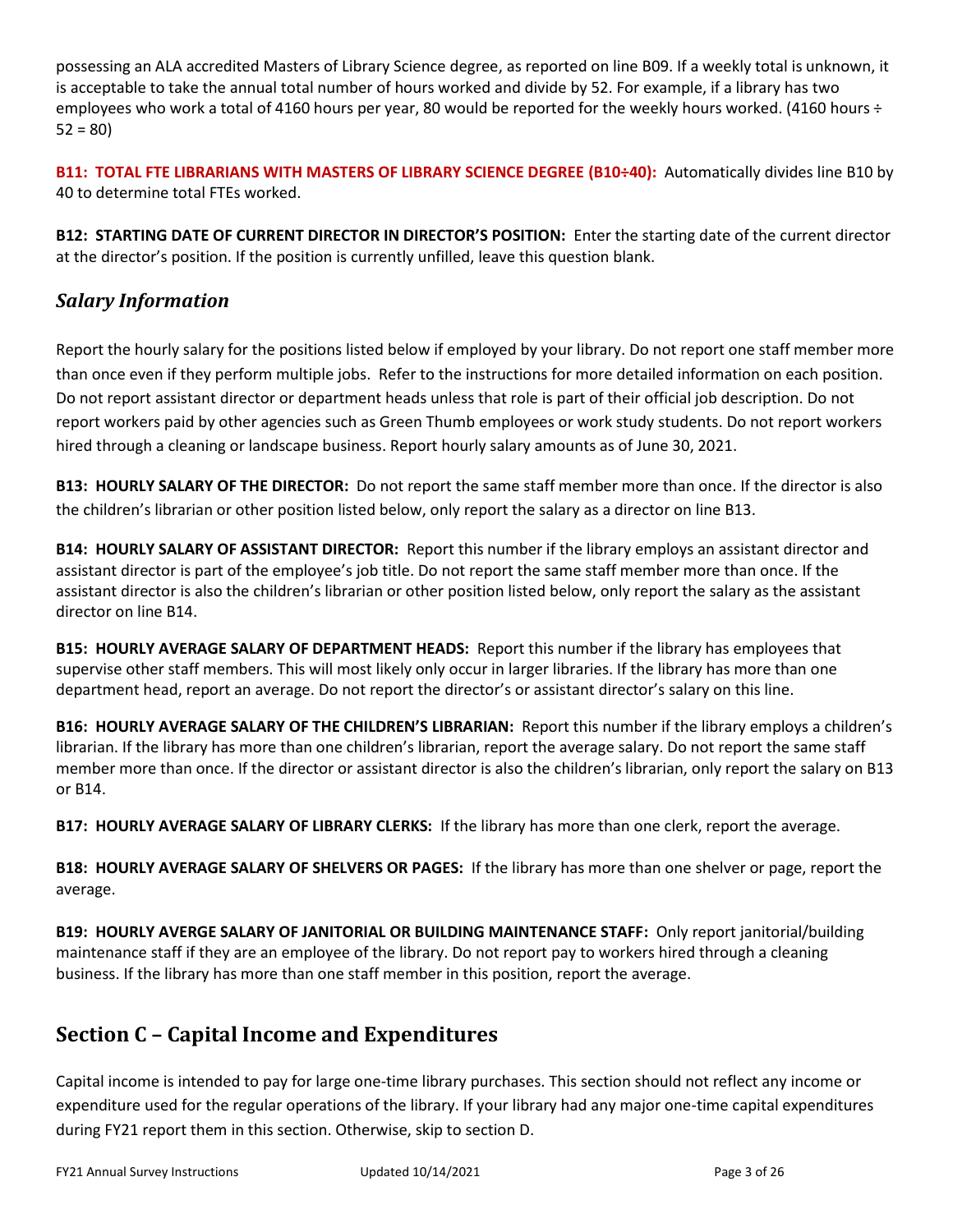possessing an ALA accredited Masters of Library Science degree, as reported on line B09. If a weekly total is unknown, it is acceptable to take the annual total number of hours worked and divide by 52. For example, if a library has two employees who work a total of 4160 hours per year, 80 would be reported for the weekly hours worked. (4160 hours ÷ 52 = 80)

**B11: TOTAL FTE LIBRARIANS WITH MASTERS OF LIBRARY SCIENCE DEGREE (B10÷40):** Automatically divides line B10 by 40 to determine total FTEs worked.

**B12: STARTING DATE OF CURRENT DIRECTOR IN DIRECTOR'S POSITION:** Enter the starting date of the current director at the director's position. If the position is currently unfilled, leave this question blank.

### *Salary Information*

Report the hourly salary for the positions listed below if employed by your library. Do not report one staff member more than once even if they perform multiple jobs. Refer to the instructions for more detailed information on each position. Do not report assistant director or department heads unless that role is part of their official job description. Do not report workers paid by other agencies such as Green Thumb employees or work study students. Do not report workers hired through a cleaning or landscape business. Report hourly salary amounts as of June 30, 2021.

**B13: HOURLY SALARY OF THE DIRECTOR:** Do not report the same staff member more than once. If the director is also the children's librarian or other position listed below, only report the salary as a director on line B13.

**B14: HOURLY SALARY OF ASSISTANT DIRECTOR:** Report this number if the library employs an assistant director and assistant director is part of the employee's job title. Do not report the same staff member more than once. If the assistant director is also the children's librarian or other position listed below, only report the salary as the assistant director on line B14.

**B15: HOURLY AVERAGE SALARY OF DEPARTMENT HEADS:** Report this number if the library has employees that supervise other staff members. This will most likely only occur in larger libraries. If the library has more than one department head, report an average. Do not report the director's or assistant director's salary on this line.

**B16: HOURLY AVERAGE SALARY OF THE CHILDREN'S LIBRARIAN:** Report this number if the library employs a children's librarian. If the library has more than one children's librarian, report the average salary. Do not report the same staff member more than once. If the director or assistant director is also the children's librarian, only report the salary on B13 or B14.

**B17: HOURLY AVERAGE SALARY OF LIBRARY CLERKS:** If the library has more than one clerk, report the average.

**B18: HOURLY AVERAGE SALARY OF SHELVERS OR PAGES:** If the library has more than one shelver or page, report the average.

**B19: HOURLY AVERGE SALARY OF JANITORIAL OR BUILDING MAINTENANCE STAFF:** Only report janitorial/building maintenance staff if they are an employee of the library. Do not report pay to workers hired through a cleaning business. If the library has more than one staff member in this position, report the average.

## Section C – Capital Income and Expenditures

Capital income is intended to pay for large one-time library purchases. This section should not reflect any income or expenditure used for the regular operations of the library. If your library had any major one-time capital expenditures during FY21 report them in this section. Otherwise, skip to section D.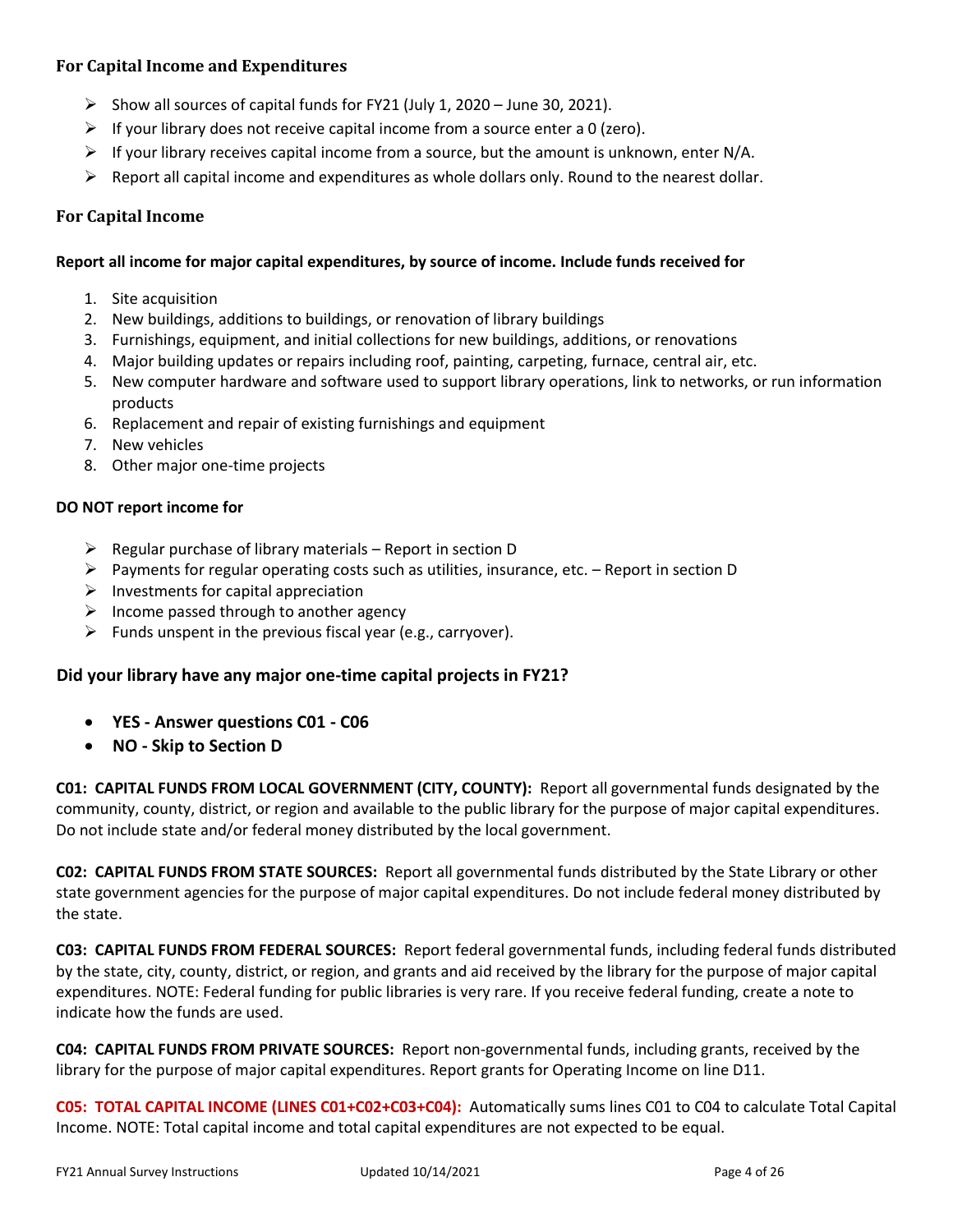### For Capital Income and Expenditures

- Show all sources of capital funds for FY21 (July 1, 2020 – June 30, 2021).
- If your library does not receive capital income from a source enter a 0 (zero).
- If your library receives capital income from a source, but the amount is unknown, enter N/A.
- Report all capital income and expenditures as whole dollars only. Round to the nearest dollar.

### For Capital Income

**Report all income for major capital expenditures, by source of income. Include funds received for**

1. Site acquisition
2. New buildings, additions to buildings, or renovation of library buildings
3. Furnishings, equipment, and initial collections for new buildings, additions, or renovations
4. Major building updates or repairs including roof, painting, carpeting, furnace, central air, etc.
5. New computer hardware and software used to support library operations, link to networks, or run information products
6. Replacement and repair of existing furnishings and equipment
7. New vehicles
8. Other major one-time projects

**DO NOT report income for**

- Regular purchase of library materials – Report in section D
- Payments for regular operating costs such as utilities, insurance, etc. – Report in section D
- Investments for capital appreciation
- Income passed through to another agency
- Funds unspent in the previous fiscal year (e.g., carryover).

### Did your library have any major one-time capital projects in FY21?

- **YES - Answer questions C01 - C06**
- **NO - Skip to Section D**

**C01: CAPITAL FUNDS FROM LOCAL GOVERNMENT (CITY, COUNTY):** Report all governmental funds designated by the community, county, district, or region and available to the public library for the purpose of major capital expenditures. Do not include state and/or federal money distributed by the local government.

**C02: CAPITAL FUNDS FROM STATE SOURCES:** Report all governmental funds distributed by the State Library or other state government agencies for the purpose of major capital expenditures. Do not include federal money distributed by the state.

**C03: CAPITAL FUNDS FROM FEDERAL SOURCES:** Report federal governmental funds, including federal funds distributed by the state, city, county, district, or region, and grants and aid received by the library for the purpose of major capital expenditures. NOTE: Federal funding for public libraries is very rare. If you receive federal funding, create a note to indicate how the funds are used.

**C04: CAPITAL FUNDS FROM PRIVATE SOURCES:** Report non-governmental funds, including grants, received by the library for the purpose of major capital expenditures. Report grants for Operating Income on line D11.

**C05: TOTAL CAPITAL INCOME (LINES C01+C02+C03+C04):** Automatically sums lines C01 to C04 to calculate Total Capital Income. NOTE: Total capital income and total capital expenditures are not expected to be equal.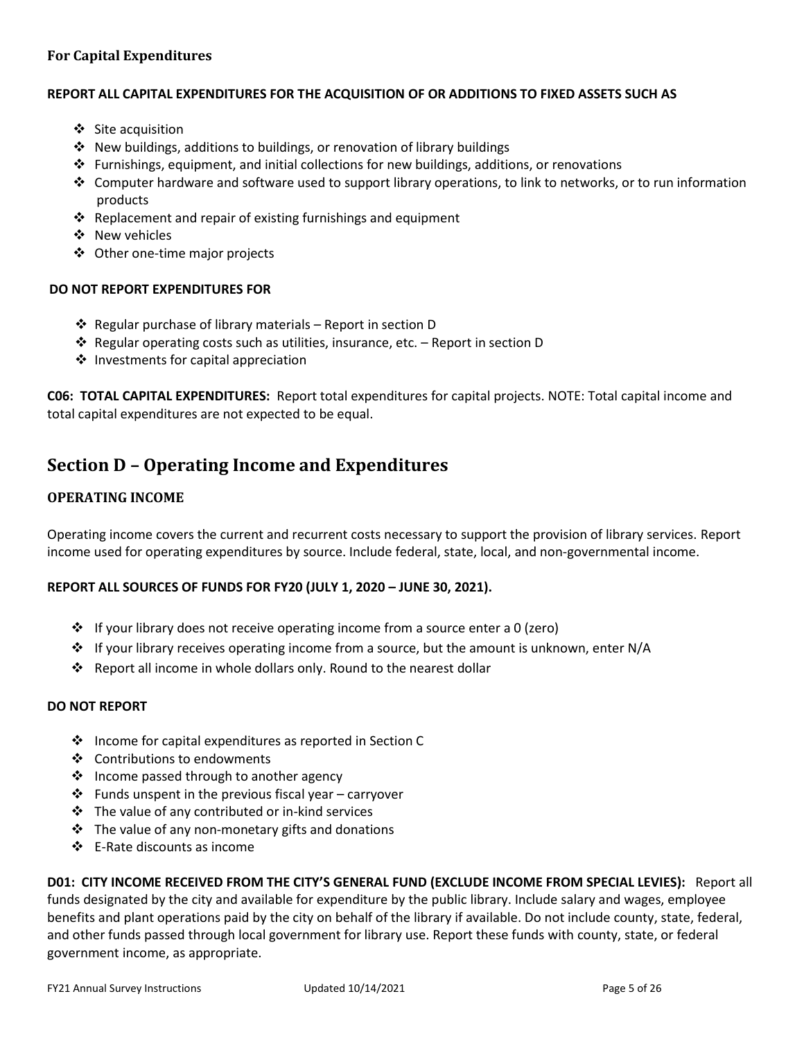### For Capital Expenditures

**REPORT ALL CAPITAL EXPENDITURES FOR THE ACQUISITION OF OR ADDITIONS TO FIXED ASSETS SUCH AS**

- Site acquisition
- New buildings, additions to buildings, or renovation of library buildings
- Furnishings, equipment, and initial collections for new buildings, additions, or renovations
- Computer hardware and software used to support library operations, to link to networks, or to run information products
- Replacement and repair of existing furnishings and equipment
- New vehicles
- Other one-time major projects

**DO NOT REPORT EXPENDITURES FOR**

- Regular purchase of library materials – Report in section D
- Regular operating costs such as utilities, insurance, etc. – Report in section D
- Investments for capital appreciation

**C06: TOTAL CAPITAL EXPENDITURES:** Report total expenditures for capital projects. NOTE: Total capital income and total capital expenditures are not expected to be equal.

## Section D – Operating Income and Expenditures

### OPERATING INCOME

Operating income covers the current and recurrent costs necessary to support the provision of library services. Report income used for operating expenditures by source. Include federal, state, local, and non-governmental income.

**REPORT ALL SOURCES OF FUNDS FOR FY20 (JULY 1, 2020 – JUNE 30, 2021).**

- If your library does not receive operating income from a source enter a 0 (zero)
- If your library receives operating income from a source, but the amount is unknown, enter N/A
- Report all income in whole dollars only. Round to the nearest dollar

**DO NOT REPORT**

- Income for capital expenditures as reported in Section C
- Contributions to endowments
- Income passed through to another agency
- Funds unspent in the previous fiscal year – carryover
- The value of any contributed or in-kind services
- The value of any non-monetary gifts and donations
- E-Rate discounts as income

**D01: CITY INCOME RECEIVED FROM THE CITY'S GENERAL FUND (EXCLUDE INCOME FROM SPECIAL LEVIES):** Report all funds designated by the city and available for expenditure by the public library. Include salary and wages, employee benefits and plant operations paid by the city on behalf of the library if available. Do not include county, state, federal, and other funds passed through local government for library use. Report these funds with county, state, or federal government income, as appropriate.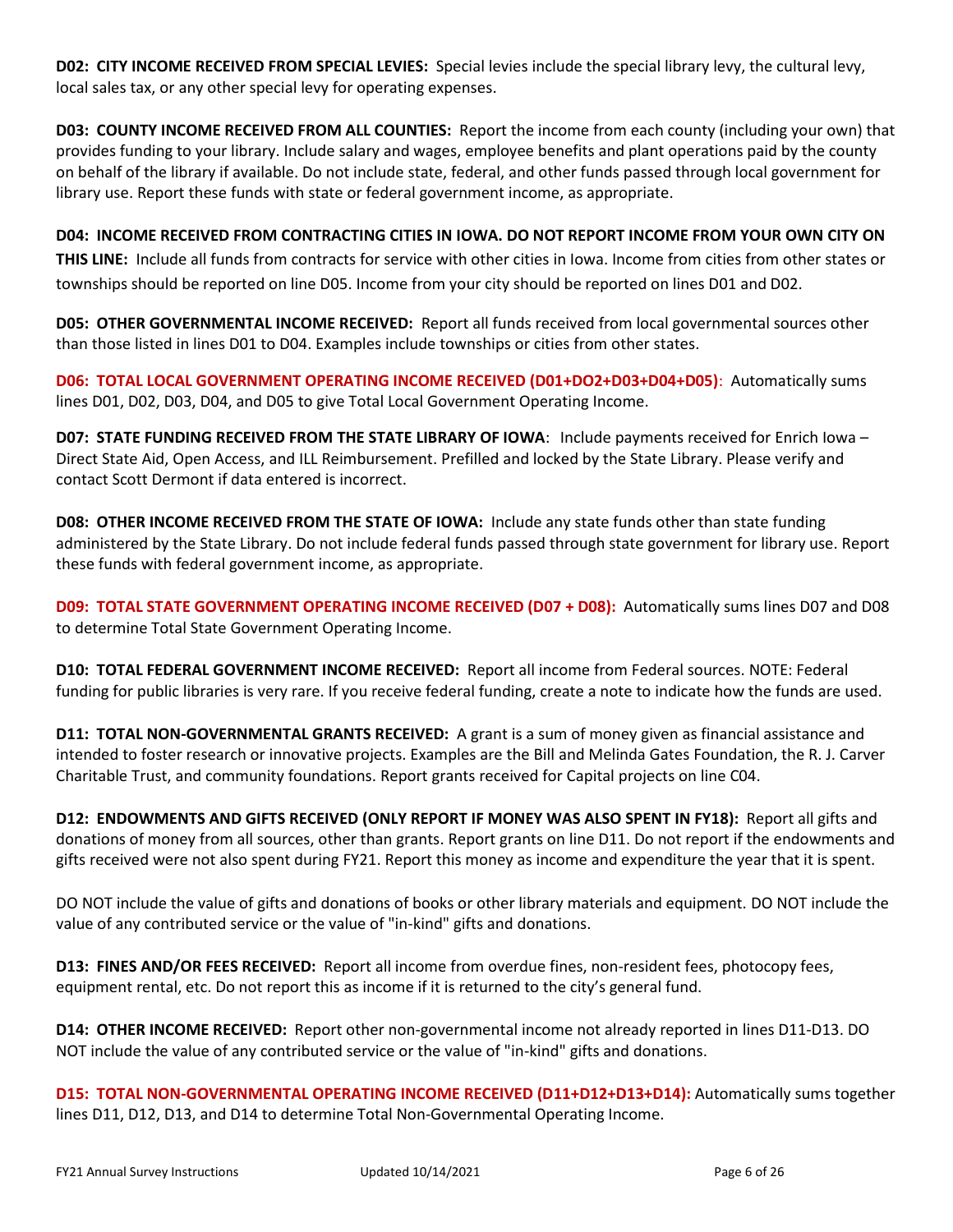**D02: CITY INCOME RECEIVED FROM SPECIAL LEVIES:** Special levies include the special library levy, the cultural levy, local sales tax, or any other special levy for operating expenses.

**D03: COUNTY INCOME RECEIVED FROM ALL COUNTIES:** Report the income from each county (including your own) that provides funding to your library. Include salary and wages, employee benefits and plant operations paid by the county on behalf of the library if available. Do not include state, federal, and other funds passed through local government for library use. Report these funds with state or federal government income, as appropriate.

**D04: INCOME RECEIVED FROM CONTRACTING CITIES IN IOWA. DO NOT REPORT INCOME FROM YOUR OWN CITY ON THIS LINE:** Include all funds from contracts for service with other cities in Iowa. Income from cities from other states or townships should be reported on line D05. Income from your city should be reported on lines D01 and D02.

**D05: OTHER GOVERNMENTAL INCOME RECEIVED:** Report all funds received from local governmental sources other than those listed in lines D01 to D04. Examples include townships or cities from other states.

**D06: TOTAL LOCAL GOVERNMENT OPERATING INCOME RECEIVED (D01+DO2+D03+D04+D05)**: Automatically sums lines D01, D02, D03, D04, and D05 to give Total Local Government Operating Income.

**D07: STATE FUNDING RECEIVED FROM THE STATE LIBRARY OF IOWA**: Include payments received for Enrich Iowa – Direct State Aid, Open Access, and ILL Reimbursement. Prefilled and locked by the State Library. Please verify and contact Scott Dermont if data entered is incorrect.

**D08: OTHER INCOME RECEIVED FROM THE STATE OF IOWA:** Include any state funds other than state funding administered by the State Library. Do not include federal funds passed through state government for library use. Report these funds with federal government income, as appropriate.

**D09: TOTAL STATE GOVERNMENT OPERATING INCOME RECEIVED (D07 + D08):** Automatically sums lines D07 and D08 to determine Total State Government Operating Income.

**D10: TOTAL FEDERAL GOVERNMENT INCOME RECEIVED:** Report all income from Federal sources. NOTE: Federal funding for public libraries is very rare. If you receive federal funding, create a note to indicate how the funds are used.

**D11: TOTAL NON-GOVERNMENTAL GRANTS RECEIVED:** A grant is a sum of money given as financial assistance and intended to foster research or innovative projects. Examples are the Bill and Melinda Gates Foundation, the R. J. Carver Charitable Trust, and community foundations. Report grants received for Capital projects on line C04.

**D12: ENDOWMENTS AND GIFTS RECEIVED (ONLY REPORT IF MONEY WAS ALSO SPENT IN FY18):** Report all gifts and donations of money from all sources, other than grants. Report grants on line D11. Do not report if the endowments and gifts received were not also spent during FY21. Report this money as income and expenditure the year that it is spent.

DO NOT include the value of gifts and donations of books or other library materials and equipment. DO NOT include the value of any contributed service or the value of "in-kind" gifts and donations.

**D13: FINES AND/OR FEES RECEIVED:** Report all income from overdue fines, non-resident fees, photocopy fees, equipment rental, etc. Do not report this as income if it is returned to the city's general fund.

**D14: OTHER INCOME RECEIVED:** Report other non-governmental income not already reported in lines D11-D13. DO NOT include the value of any contributed service or the value of "in-kind" gifts and donations.

**D15: TOTAL NON-GOVERNMENTAL OPERATING INCOME RECEIVED (D11+D12+D13+D14):** Automatically sums together lines D11, D12, D13, and D14 to determine Total Non-Governmental Operating Income.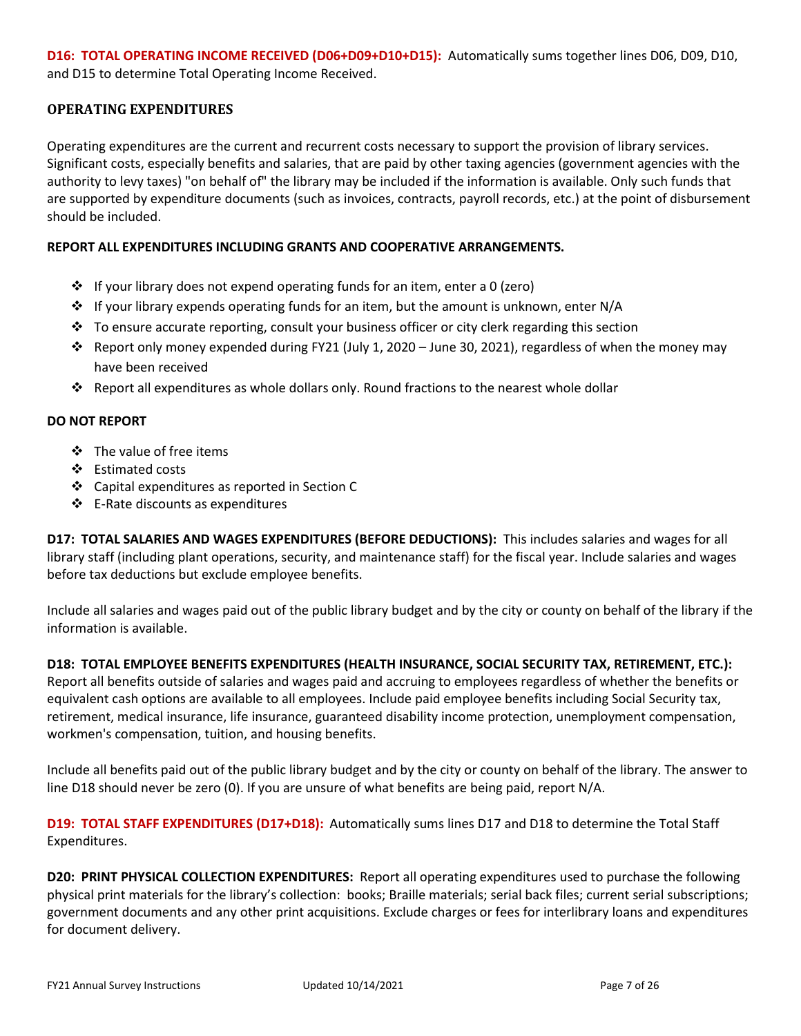**D16: TOTAL OPERATING INCOME RECEIVED (D06+D09+D10+D15):** Automatically sums together lines D06, D09, D10, and D15 to determine Total Operating Income Received.

### OPERATING EXPENDITURES

Operating expenditures are the current and recurrent costs necessary to support the provision of library services. Significant costs, especially benefits and salaries, that are paid by other taxing agencies (government agencies with the authority to levy taxes) "on behalf of" the library may be included if the information is available. Only such funds that are supported by expenditure documents (such as invoices, contracts, payroll records, etc.) at the point of disbursement should be included.

**REPORT ALL EXPENDITURES INCLUDING GRANTS AND COOPERATIVE ARRANGEMENTS.**

- If your library does not expend operating funds for an item, enter a 0 (zero)
- If your library expends operating funds for an item, but the amount is unknown, enter N/A
- To ensure accurate reporting, consult your business officer or city clerk regarding this section
- Report only money expended during FY21 (July 1, 2020 – June 30, 2021), regardless of when the money may have been received
- Report all expenditures as whole dollars only. Round fractions to the nearest whole dollar

**DO NOT REPORT**

- The value of free items
- Estimated costs
- Capital expenditures as reported in Section C
- E-Rate discounts as expenditures

**D17: TOTAL SALARIES AND WAGES EXPENDITURES (BEFORE DEDUCTIONS):** This includes salaries and wages for all library staff (including plant operations, security, and maintenance staff) for the fiscal year. Include salaries and wages before tax deductions but exclude employee benefits.

Include all salaries and wages paid out of the public library budget and by the city or county on behalf of the library if the information is available.

**D18: TOTAL EMPLOYEE BENEFITS EXPENDITURES (HEALTH INSURANCE, SOCIAL SECURITY TAX, RETIREMENT, ETC.):** Report all benefits outside of salaries and wages paid and accruing to employees regardless of whether the benefits or equivalent cash options are available to all employees. Include paid employee benefits including Social Security tax, retirement, medical insurance, life insurance, guaranteed disability income protection, unemployment compensation, workmen's compensation, tuition, and housing benefits.

Include all benefits paid out of the public library budget and by the city or county on behalf of the library. The answer to line D18 should never be zero (0). If you are unsure of what benefits are being paid, report N/A.

**D19: TOTAL STAFF EXPENDITURES (D17+D18):** Automatically sums lines D17 and D18 to determine the Total Staff Expenditures.

**D20: PRINT PHYSICAL COLLECTION EXPENDITURES:** Report all operating expenditures used to purchase the following physical print materials for the library's collection: books; Braille materials; serial back files; current serial subscriptions; government documents and any other print acquisitions. Exclude charges or fees for interlibrary loans and expenditures for document delivery.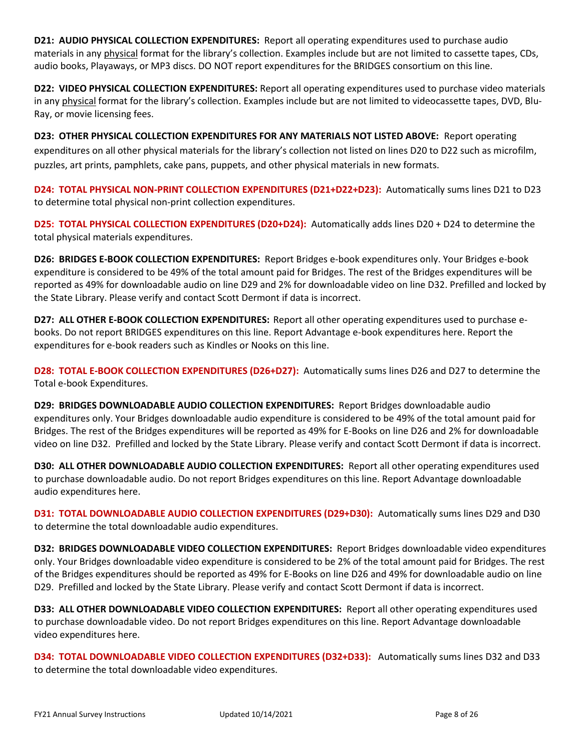**D21: AUDIO PHYSICAL COLLECTION EXPENDITURES:** Report all operating expenditures used to purchase audio materials in any physical format for the library's collection. Examples include but are not limited to cassette tapes, CDs, audio books, Playaways, or MP3 discs. DO NOT report expenditures for the BRIDGES consortium on this line.

**D22: VIDEO PHYSICAL COLLECTION EXPENDITURES:** Report all operating expenditures used to purchase video materials in any physical format for the library's collection. Examples include but are not limited to videocassette tapes, DVD, Blu-Ray, or movie licensing fees.

**D23: OTHER PHYSICAL COLLECTION EXPENDITURES FOR ANY MATERIALS NOT LISTED ABOVE:** Report operating expenditures on all other physical materials for the library's collection not listed on lines D20 to D22 such as microfilm, puzzles, art prints, pamphlets, cake pans, puppets, and other physical materials in new formats.

**D24: TOTAL PHYSICAL NON-PRINT COLLECTION EXPENDITURES (D21+D22+D23):** Automatically sums lines D21 to D23 to determine total physical non-print collection expenditures.

**D25: TOTAL PHYSICAL COLLECTION EXPENDITURES (D20+D24):** Automatically adds lines D20 + D24 to determine the total physical materials expenditures.

**D26: BRIDGES E-BOOK COLLECTION EXPENDITURES:** Report Bridges e-book expenditures only. Your Bridges e-book expenditure is considered to be 49% of the total amount paid for Bridges. The rest of the Bridges expenditures will be reported as 49% for downloadable audio on line D29 and 2% for downloadable video on line D32. Prefilled and locked by the State Library. Please verify and contact Scott Dermont if data is incorrect.

**D27: ALL OTHER E-BOOK COLLECTION EXPENDITURES:** Report all other operating expenditures used to purchase e-books. Do not report BRIDGES expenditures on this line. Report Advantage e-book expenditures here. Report the expenditures for e-book readers such as Kindles or Nooks on this line.

**D28: TOTAL E-BOOK COLLECTION EXPENDITURES (D26+D27):** Automatically sums lines D26 and D27 to determine the Total e-book Expenditures.

**D29: BRIDGES DOWNLOADABLE AUDIO COLLECTION EXPENDITURES:** Report Bridges downloadable audio expenditures only. Your Bridges downloadable audio expenditure is considered to be 49% of the total amount paid for Bridges. The rest of the Bridges expenditures will be reported as 49% for E-Books on line D26 and 2% for downloadable video on line D32. Prefilled and locked by the State Library. Please verify and contact Scott Dermont if data is incorrect.

**D30: ALL OTHER DOWNLOADABLE AUDIO COLLECTION EXPENDITURES:** Report all other operating expenditures used to purchase downloadable audio. Do not report Bridges expenditures on this line. Report Advantage downloadable audio expenditures here.

**D31: TOTAL DOWNLOADABLE AUDIO COLLECTION EXPENDITURES (D29+D30):** Automatically sums lines D29 and D30 to determine the total downloadable audio expenditures.

**D32: BRIDGES DOWNLOADABLE VIDEO COLLECTION EXPENDITURES:** Report Bridges downloadable video expenditures only. Your Bridges downloadable video expenditure is considered to be 2% of the total amount paid for Bridges. The rest of the Bridges expenditures should be reported as 49% for E-Books on line D26 and 49% for downloadable audio on line D29. Prefilled and locked by the State Library. Please verify and contact Scott Dermont if data is incorrect.

**D33: ALL OTHER DOWNLOADABLE VIDEO COLLECTION EXPENDITURES:** Report all other operating expenditures used to purchase downloadable video. Do not report Bridges expenditures on this line. Report Advantage downloadable video expenditures here.

**D34: TOTAL DOWNLOADABLE VIDEO COLLECTION EXPENDITURES (D32+D33):** Automatically sums lines D32 and D33 to determine the total downloadable video expenditures.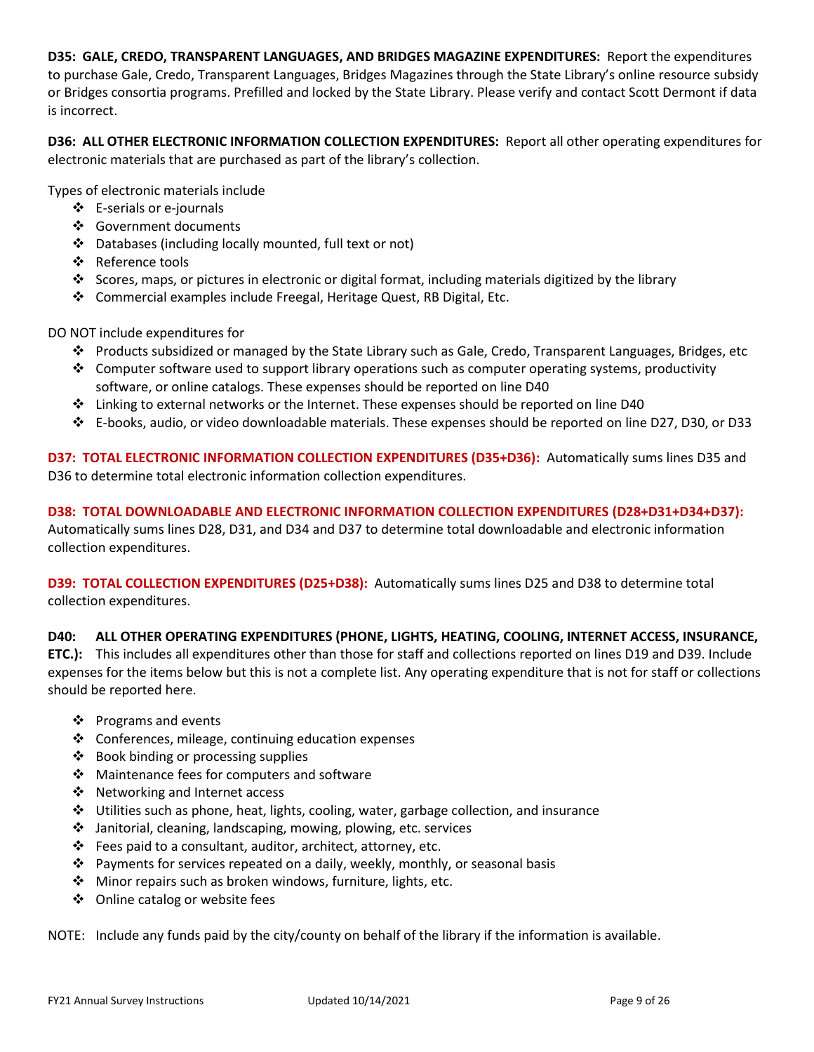**D35: GALE, CREDO, TRANSPARENT LANGUAGES, AND BRIDGES MAGAZINE EXPENDITURES:** Report the expenditures to purchase Gale, Credo, Transparent Languages, Bridges Magazines through the State Library's online resource subsidy or Bridges consortia programs. Prefilled and locked by the State Library. Please verify and contact Scott Dermont if data is incorrect.

**D36: ALL OTHER ELECTRONIC INFORMATION COLLECTION EXPENDITURES:** Report all other operating expenditures for electronic materials that are purchased as part of the library's collection.

Types of electronic materials include

- E-serials or e-journals
- Government documents
- Databases (including locally mounted, full text or not)
- Reference tools
- Scores, maps, or pictures in electronic or digital format, including materials digitized by the library
- Commercial examples include Freegal, Heritage Quest, RB Digital, Etc.

DO NOT include expenditures for

- Products subsidized or managed by the State Library such as Gale, Credo, Transparent Languages, Bridges, etc
- Computer software used to support library operations such as computer operating systems, productivity software, or online catalogs. These expenses should be reported on line D40
- Linking to external networks or the Internet. These expenses should be reported on line D40
- E-books, audio, or video downloadable materials. These expenses should be reported on line D27, D30, or D33

**D37: TOTAL ELECTRONIC INFORMATION COLLECTION EXPENDITURES (D35+D36):** Automatically sums lines D35 and D36 to determine total electronic information collection expenditures.

**D38: TOTAL DOWNLOADABLE AND ELECTRONIC INFORMATION COLLECTION EXPENDITURES (D28+D31+D34+D37):** Automatically sums lines D28, D31, and D34 and D37 to determine total downloadable and electronic information collection expenditures.

**D39: TOTAL COLLECTION EXPENDITURES (D25+D38):** Automatically sums lines D25 and D38 to determine total collection expenditures.

**D40: ALL OTHER OPERATING EXPENDITURES (PHONE, LIGHTS, HEATING, COOLING, INTERNET ACCESS, INSURANCE, ETC.):** This includes all expenditures other than those for staff and collections reported on lines D19 and D39. Include expenses for the items below but this is not a complete list. Any operating expenditure that is not for staff or collections should be reported here.

- Programs and events
- Conferences, mileage, continuing education expenses
- Book binding or processing supplies
- Maintenance fees for computers and software
- Networking and Internet access
- Utilities such as phone, heat, lights, cooling, water, garbage collection, and insurance
- Janitorial, cleaning, landscaping, mowing, plowing, etc. services
- Fees paid to a consultant, auditor, architect, attorney, etc.
- Payments for services repeated on a daily, weekly, monthly, or seasonal basis
- Minor repairs such as broken windows, furniture, lights, etc.
- Online catalog or website fees

NOTE: Include any funds paid by the city/county on behalf of the library if the information is available.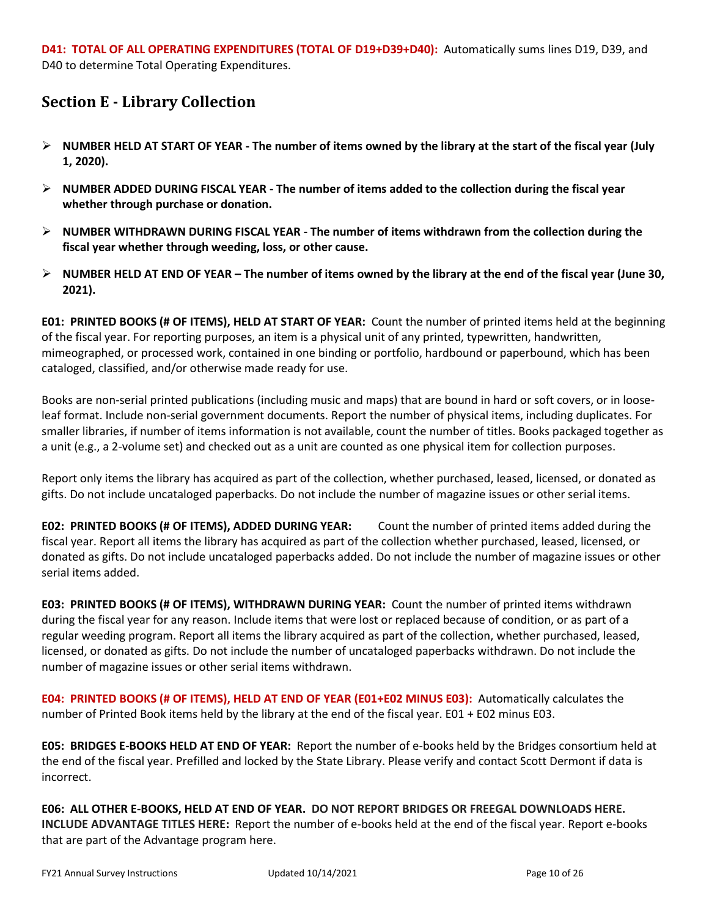**D41: TOTAL OF ALL OPERATING EXPENDITURES (TOTAL OF D19+D39+D40):** Automatically sums lines D19, D39, and D40 to determine Total Operating Expenditures.

## Section E - Library Collection

- **NUMBER HELD AT START OF YEAR - The number of items owned by the library at the start of the fiscal year (July 1, 2020).**
- **NUMBER ADDED DURING FISCAL YEAR - The number of items added to the collection during the fiscal year whether through purchase or donation.**
- **NUMBER WITHDRAWN DURING FISCAL YEAR - The number of items withdrawn from the collection during the fiscal year whether through weeding, loss, or other cause.**
- **NUMBER HELD AT END OF YEAR – The number of items owned by the library at the end of the fiscal year (June 30, 2021).**

**E01: PRINTED BOOKS (# OF ITEMS), HELD AT START OF YEAR:** Count the number of printed items held at the beginning of the fiscal year. For reporting purposes, an item is a physical unit of any printed, typewritten, handwritten, mimeographed, or processed work, contained in one binding or portfolio, hardbound or paperbound, which has been cataloged, classified, and/or otherwise made ready for use.

Books are non-serial printed publications (including music and maps) that are bound in hard or soft covers, or in loose-leaf format. Include non-serial government documents. Report the number of physical items, including duplicates. For smaller libraries, if number of items information is not available, count the number of titles. Books packaged together as a unit (e.g., a 2-volume set) and checked out as a unit are counted as one physical item for collection purposes.

Report only items the library has acquired as part of the collection, whether purchased, leased, licensed, or donated as gifts. Do not include uncataloged paperbacks. Do not include the number of magazine issues or other serial items.

**E02: PRINTED BOOKS (# OF ITEMS), ADDED DURING YEAR:** Count the number of printed items added during the fiscal year. Report all items the library has acquired as part of the collection whether purchased, leased, licensed, or donated as gifts. Do not include uncataloged paperbacks added. Do not include the number of magazine issues or other serial items added.

**E03: PRINTED BOOKS (# OF ITEMS), WITHDRAWN DURING YEAR:** Count the number of printed items withdrawn during the fiscal year for any reason. Include items that were lost or replaced because of condition, or as part of a regular weeding program. Report all items the library acquired as part of the collection, whether purchased, leased, licensed, or donated as gifts. Do not include the number of uncataloged paperbacks withdrawn. Do not include the number of magazine issues or other serial items withdrawn.

**E04: PRINTED BOOKS (# OF ITEMS), HELD AT END OF YEAR (E01+E02 MINUS E03):** Automatically calculates the number of Printed Book items held by the library at the end of the fiscal year. E01 + E02 minus E03.

**E05: BRIDGES E-BOOKS HELD AT END OF YEAR:** Report the number of e-books held by the Bridges consortium held at the end of the fiscal year. Prefilled and locked by the State Library. Please verify and contact Scott Dermont if data is incorrect.

**E06: ALL OTHER E-BOOKS, HELD AT END OF YEAR. DO NOT REPORT BRIDGES OR FREEGAL DOWNLOADS HERE. INCLUDE ADVANTAGE TITLES HERE:** Report the number of e-books held at the end of the fiscal year. Report e-books that are part of the Advantage program here.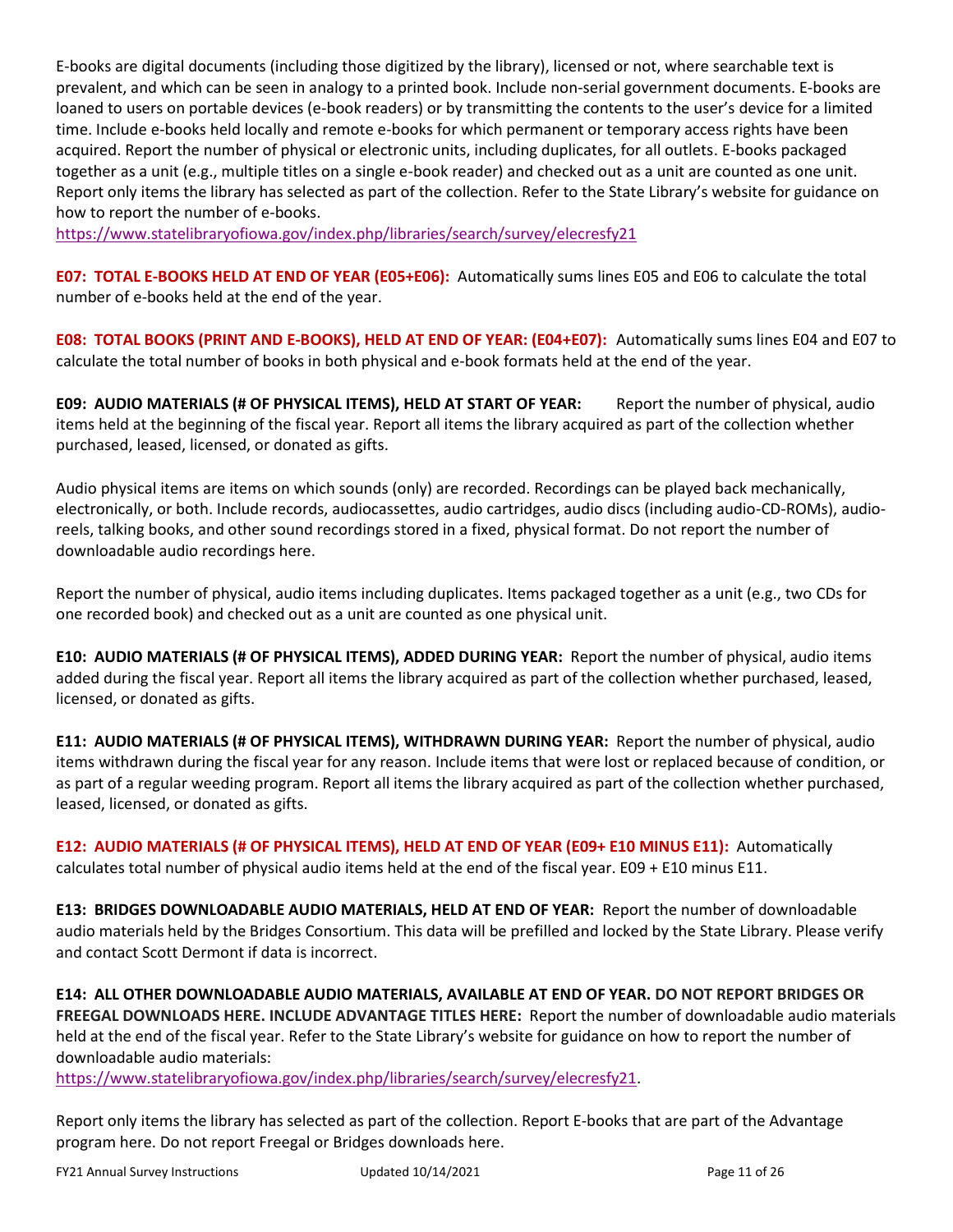E-books are digital documents (including those digitized by the library), licensed or not, where searchable text is prevalent, and which can be seen in analogy to a printed book. Include non-serial government documents. E-books are loaned to users on portable devices (e-book readers) or by transmitting the contents to the user's device for a limited time. Include e-books held locally and remote e-books for which permanent or temporary access rights have been acquired. Report the number of physical or electronic units, including duplicates, for all outlets. E-books packaged together as a unit (e.g., multiple titles on a single e-book reader) and checked out as a unit are counted as one unit. Report only items the library has selected as part of the collection. Refer to the State Library's website for guidance on how to report the number of e-books.
https://www.statelibraryofiowa.gov/index.php/libraries/search/survey/elecresfy21

**E07: TOTAL E-BOOKS HELD AT END OF YEAR (E05+E06):** Automatically sums lines E05 and E06 to calculate the total number of e-books held at the end of the year.

**E08: TOTAL BOOKS (PRINT AND E-BOOKS), HELD AT END OF YEAR: (E04+E07):** Automatically sums lines E04 and E07 to calculate the total number of books in both physical and e-book formats held at the end of the year.

**E09: AUDIO MATERIALS (# OF PHYSICAL ITEMS), HELD AT START OF YEAR:** Report the number of physical, audio items held at the beginning of the fiscal year. Report all items the library acquired as part of the collection whether purchased, leased, licensed, or donated as gifts.

Audio physical items are items on which sounds (only) are recorded. Recordings can be played back mechanically, electronically, or both. Include records, audiocassettes, audio cartridges, audio discs (including audio-CD-ROMs), audio-reels, talking books, and other sound recordings stored in a fixed, physical format. Do not report the number of downloadable audio recordings here.

Report the number of physical, audio items including duplicates. Items packaged together as a unit (e.g., two CDs for one recorded book) and checked out as a unit are counted as one physical unit.

**E10: AUDIO MATERIALS (# OF PHYSICAL ITEMS), ADDED DURING YEAR:** Report the number of physical, audio items added during the fiscal year. Report all items the library acquired as part of the collection whether purchased, leased, licensed, or donated as gifts.

**E11: AUDIO MATERIALS (# OF PHYSICAL ITEMS), WITHDRAWN DURING YEAR:** Report the number of physical, audio items withdrawn during the fiscal year for any reason. Include items that were lost or replaced because of condition, or as part of a regular weeding program. Report all items the library acquired as part of the collection whether purchased, leased, licensed, or donated as gifts.

**E12: AUDIO MATERIALS (# OF PHYSICAL ITEMS), HELD AT END OF YEAR (E09+ E10 MINUS E11):** Automatically calculates total number of physical audio items held at the end of the fiscal year. E09 + E10 minus E11.

**E13: BRIDGES DOWNLOADABLE AUDIO MATERIALS, HELD AT END OF YEAR:** Report the number of downloadable audio materials held by the Bridges Consortium. This data will be prefilled and locked by the State Library. Please verify and contact Scott Dermont if data is incorrect.

**E14: ALL OTHER DOWNLOADABLE AUDIO MATERIALS, AVAILABLE AT END OF YEAR. DO NOT REPORT BRIDGES OR FREEGAL DOWNLOADS HERE. INCLUDE ADVANTAGE TITLES HERE:** Report the number of downloadable audio materials held at the end of the fiscal year. Refer to the State Library's website for guidance on how to report the number of downloadable audio materials:
https://www.statelibraryofiowa.gov/index.php/libraries/search/survey/elecresfy21.

Report only items the library has selected as part of the collection. Report E-books that are part of the Advantage program here. Do not report Freegal or Bridges downloads here.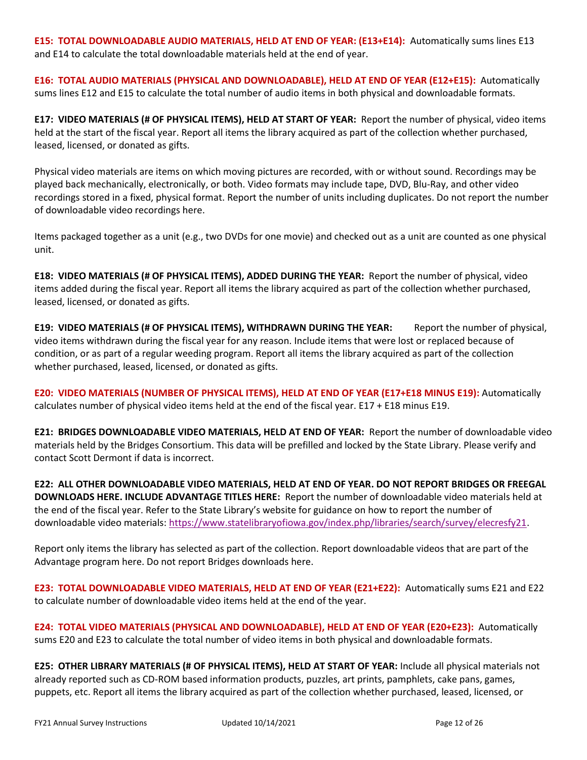**E15: TOTAL DOWNLOADABLE AUDIO MATERIALS, HELD AT END OF YEAR: (E13+E14):** Automatically sums lines E13 and E14 to calculate the total downloadable materials held at the end of year.

**E16: TOTAL AUDIO MATERIALS (PHYSICAL AND DOWNLOADABLE), HELD AT END OF YEAR (E12+E15):** Automatically sums lines E12 and E15 to calculate the total number of audio items in both physical and downloadable formats.

**E17: VIDEO MATERIALS (# OF PHYSICAL ITEMS), HELD AT START OF YEAR:** Report the number of physical, video items held at the start of the fiscal year. Report all items the library acquired as part of the collection whether purchased, leased, licensed, or donated as gifts.

Physical video materials are items on which moving pictures are recorded, with or without sound. Recordings may be played back mechanically, electronically, or both. Video formats may include tape, DVD, Blu-Ray, and other video recordings stored in a fixed, physical format. Report the number of units including duplicates. Do not report the number of downloadable video recordings here.

Items packaged together as a unit (e.g., two DVDs for one movie) and checked out as a unit are counted as one physical unit.

**E18: VIDEO MATERIALS (# OF PHYSICAL ITEMS), ADDED DURING THE YEAR:** Report the number of physical, video items added during the fiscal year. Report all items the library acquired as part of the collection whether purchased, leased, licensed, or donated as gifts.

**E19: VIDEO MATERIALS (# OF PHYSICAL ITEMS), WITHDRAWN DURING THE YEAR:** Report the number of physical, video items withdrawn during the fiscal year for any reason. Include items that were lost or replaced because of condition, or as part of a regular weeding program. Report all items the library acquired as part of the collection whether purchased, leased, licensed, or donated as gifts.

**E20: VIDEO MATERIALS (NUMBER OF PHYSICAL ITEMS), HELD AT END OF YEAR (E17+E18 MINUS E19):** Automatically calculates number of physical video items held at the end of the fiscal year. E17 + E18 minus E19.

**E21: BRIDGES DOWNLOADABLE VIDEO MATERIALS, HELD AT END OF YEAR:** Report the number of downloadable video materials held by the Bridges Consortium. This data will be prefilled and locked by the State Library. Please verify and contact Scott Dermont if data is incorrect.

**E22: ALL OTHER DOWNLOADABLE VIDEO MATERIALS, HELD AT END OF YEAR. DO NOT REPORT BRIDGES OR FREEGAL DOWNLOADS HERE. INCLUDE ADVANTAGE TITLES HERE:** Report the number of downloadable video materials held at the end of the fiscal year. Refer to the State Library's website for guidance on how to report the number of downloadable video materials: https://www.statelibraryofiowa.gov/index.php/libraries/search/survey/elecresfy21.

Report only items the library has selected as part of the collection. Report downloadable videos that are part of the Advantage program here. Do not report Bridges downloads here.

**E23: TOTAL DOWNLOADABLE VIDEO MATERIALS, HELD AT END OF YEAR (E21+E22):** Automatically sums E21 and E22 to calculate number of downloadable video items held at the end of the year.

**E24: TOTAL VIDEO MATERIALS (PHYSICAL AND DOWNLOADABLE), HELD AT END OF YEAR (E20+E23):** Automatically sums E20 and E23 to calculate the total number of video items in both physical and downloadable formats.

**E25: OTHER LIBRARY MATERIALS (# OF PHYSICAL ITEMS), HELD AT START OF YEAR:** Include all physical materials not already reported such as CD-ROM based information products, puzzles, art prints, pamphlets, cake pans, games, puppets, etc. Report all items the library acquired as part of the collection whether purchased, leased, licensed, or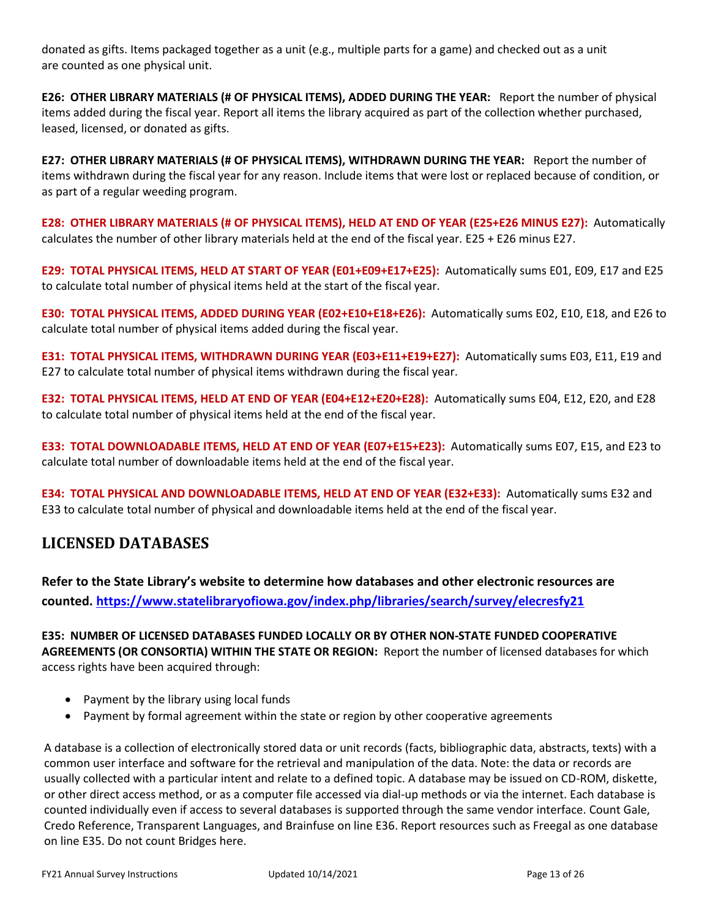donated as gifts. Items packaged together as a unit (e.g., multiple parts for a game) and checked out as a unit are counted as one physical unit.

**E26: OTHER LIBRARY MATERIALS (# OF PHYSICAL ITEMS), ADDED DURING THE YEAR:** Report the number of physical items added during the fiscal year. Report all items the library acquired as part of the collection whether purchased, leased, licensed, or donated as gifts.

**E27: OTHER LIBRARY MATERIALS (# OF PHYSICAL ITEMS), WITHDRAWN DURING THE YEAR:** Report the number of items withdrawn during the fiscal year for any reason. Include items that were lost or replaced because of condition, or as part of a regular weeding program.

**E28: OTHER LIBRARY MATERIALS (# OF PHYSICAL ITEMS), HELD AT END OF YEAR (E25+E26 MINUS E27):** Automatically calculates the number of other library materials held at the end of the fiscal year. E25 + E26 minus E27.

**E29: TOTAL PHYSICAL ITEMS, HELD AT START OF YEAR (E01+E09+E17+E25):** Automatically sums E01, E09, E17 and E25 to calculate total number of physical items held at the start of the fiscal year.

**E30: TOTAL PHYSICAL ITEMS, ADDED DURING YEAR (E02+E10+E18+E26):** Automatically sums E02, E10, E18, and E26 to calculate total number of physical items added during the fiscal year.

**E31: TOTAL PHYSICAL ITEMS, WITHDRAWN DURING YEAR (E03+E11+E19+E27):** Automatically sums E03, E11, E19 and E27 to calculate total number of physical items withdrawn during the fiscal year.

**E32: TOTAL PHYSICAL ITEMS, HELD AT END OF YEAR (E04+E12+E20+E28):** Automatically sums E04, E12, E20, and E28 to calculate total number of physical items held at the end of the fiscal year.

**E33: TOTAL DOWNLOADABLE ITEMS, HELD AT END OF YEAR (E07+E15+E23):** Automatically sums E07, E15, and E23 to calculate total number of downloadable items held at the end of the fiscal year.

**E34: TOTAL PHYSICAL AND DOWNLOADABLE ITEMS, HELD AT END OF YEAR (E32+E33):** Automatically sums E32 and E33 to calculate total number of physical and downloadable items held at the end of the fiscal year.

## LICENSED DATABASES

**Refer to the State Library's website to determine how databases and other electronic resources are counted. https://www.statelibraryofiowa.gov/index.php/libraries/search/survey/elecresfy21**

**E35: NUMBER OF LICENSED DATABASES FUNDED LOCALLY OR BY OTHER NON-STATE FUNDED COOPERATIVE AGREEMENTS (OR CONSORTIA) WITHIN THE STATE OR REGION:** Report the number of licensed databases for which access rights have been acquired through:

- Payment by the library using local funds
- Payment by formal agreement within the state or region by other cooperative agreements

A database is a collection of electronically stored data or unit records (facts, bibliographic data, abstracts, texts) with a common user interface and software for the retrieval and manipulation of the data. Note: the data or records are usually collected with a particular intent and relate to a defined topic. A database may be issued on CD-ROM, diskette, or other direct access method, or as a computer file accessed via dial-up methods or via the internet. Each database is counted individually even if access to several databases is supported through the same vendor interface. Count Gale, Credo Reference, Transparent Languages, and Brainfuse on line E36. Report resources such as Freegal as one database on line E35. Do not count Bridges here.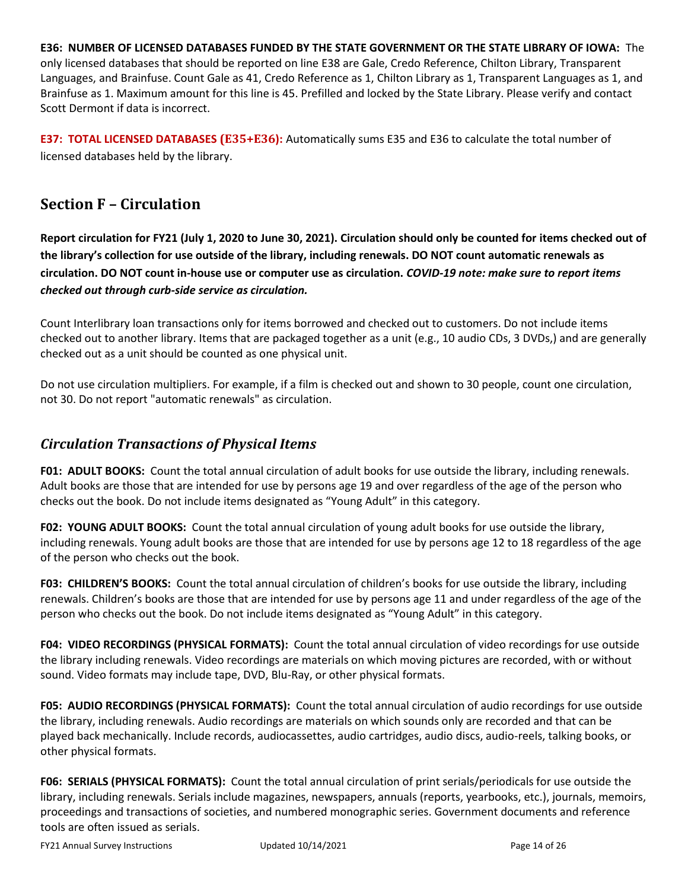**E36: NUMBER OF LICENSED DATABASES FUNDED BY THE STATE GOVERNMENT OR THE STATE LIBRARY OF IOWA:** The only licensed databases that should be reported on line E38 are Gale, Credo Reference, Chilton Library, Transparent Languages, and Brainfuse. Count Gale as 41, Credo Reference as 1, Chilton Library as 1, Transparent Languages as 1, and Brainfuse as 1. Maximum amount for this line is 45. Prefilled and locked by the State Library. Please verify and contact Scott Dermont if data is incorrect.

**E37: TOTAL LICENSED DATABASES (E35+E36):** Automatically sums E35 and E36 to calculate the total number of licensed databases held by the library.

## Section F – Circulation

**Report circulation for FY21 (July 1, 2020 to June 30, 2021). Circulation should only be counted for items checked out of the library's collection for use outside of the library, including renewals. DO NOT count automatic renewals as circulation. DO NOT count in-house use or computer use as circulation.** ***COVID-19 note: make sure to report items checked out through curb-side service as circulation.***

Count Interlibrary loan transactions only for items borrowed and checked out to customers. Do not include items checked out to another library. Items that are packaged together as a unit (e.g., 10 audio CDs, 3 DVDs,) and are generally checked out as a unit should be counted as one physical unit.

Do not use circulation multipliers. For example, if a film is checked out and shown to 30 people, count one circulation, not 30. Do not report "automatic renewals" as circulation.

### *Circulation Transactions of Physical Items*

**F01: ADULT BOOKS:** Count the total annual circulation of adult books for use outside the library, including renewals. Adult books are those that are intended for use by persons age 19 and over regardless of the age of the person who checks out the book. Do not include items designated as "Young Adult" in this category.

**F02: YOUNG ADULT BOOKS:** Count the total annual circulation of young adult books for use outside the library, including renewals. Young adult books are those that are intended for use by persons age 12 to 18 regardless of the age of the person who checks out the book.

**F03: CHILDREN'S BOOKS:** Count the total annual circulation of children's books for use outside the library, including renewals. Children's books are those that are intended for use by persons age 11 and under regardless of the age of the person who checks out the book. Do not include items designated as "Young Adult" in this category.

**F04: VIDEO RECORDINGS (PHYSICAL FORMATS):** Count the total annual circulation of video recordings for use outside the library including renewals. Video recordings are materials on which moving pictures are recorded, with or without sound. Video formats may include tape, DVD, Blu-Ray, or other physical formats.

**F05: AUDIO RECORDINGS (PHYSICAL FORMATS):** Count the total annual circulation of audio recordings for use outside the library, including renewals. Audio recordings are materials on which sounds only are recorded and that can be played back mechanically. Include records, audiocassettes, audio cartridges, audio discs, audio-reels, talking books, or other physical formats.

**F06: SERIALS (PHYSICAL FORMATS):** Count the total annual circulation of print serials/periodicals for use outside the library, including renewals. Serials include magazines, newspapers, annuals (reports, yearbooks, etc.), journals, memoirs, proceedings and transactions of societies, and numbered monographic series. Government documents and reference tools are often issued as serials.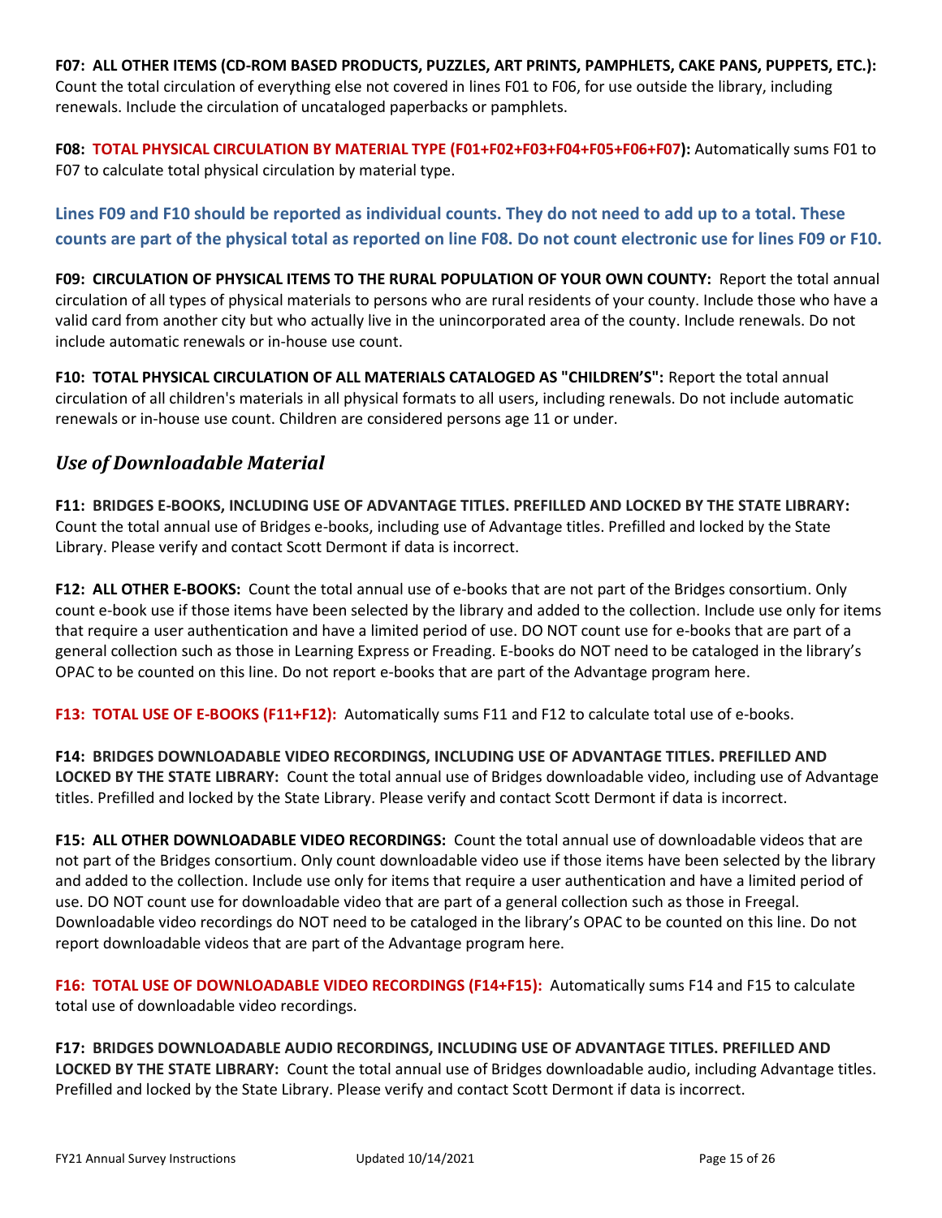**F07: ALL OTHER ITEMS (CD-ROM BASED PRODUCTS, PUZZLES, ART PRINTS, PAMPHLETS, CAKE PANS, PUPPETS, ETC.):** Count the total circulation of everything else not covered in lines F01 to F06, for use outside the library, including renewals. Include the circulation of uncataloged paperbacks or pamphlets.

**F08: TOTAL PHYSICAL CIRCULATION BY MATERIAL TYPE (F01+F02+F03+F04+F05+F06+F07):** Automatically sums F01 to F07 to calculate total physical circulation by material type.

**Lines F09 and F10 should be reported as individual counts. They do not need to add up to a total. These counts are part of the physical total as reported on line F08. Do not count electronic use for lines F09 or F10.**

**F09: CIRCULATION OF PHYSICAL ITEMS TO THE RURAL POPULATION OF YOUR OWN COUNTY:** Report the total annual circulation of all types of physical materials to persons who are rural residents of your county. Include those who have a valid card from another city but who actually live in the unincorporated area of the county. Include renewals. Do not include automatic renewals or in-house use count.

**F10: TOTAL PHYSICAL CIRCULATION OF ALL MATERIALS CATALOGED AS "CHILDREN'S":** Report the total annual circulation of all children's materials in all physical formats to all users, including renewals. Do not include automatic renewals or in-house use count. Children are considered persons age 11 or under.

## *Use of Downloadable Material*

**F11: BRIDGES E-BOOKS, INCLUDING USE OF ADVANTAGE TITLES. PREFILLED AND LOCKED BY THE STATE LIBRARY:** Count the total annual use of Bridges e-books, including use of Advantage titles. Prefilled and locked by the State Library. Please verify and contact Scott Dermont if data is incorrect.

**F12: ALL OTHER E-BOOKS:** Count the total annual use of e-books that are not part of the Bridges consortium. Only count e-book use if those items have been selected by the library and added to the collection. Include use only for items that require a user authentication and have a limited period of use. DO NOT count use for e-books that are part of a general collection such as those in Learning Express or Freading. E-books do NOT need to be cataloged in the library's OPAC to be counted on this line. Do not report e-books that are part of the Advantage program here.

**F13: TOTAL USE OF E-BOOKS (F11+F12):** Automatically sums F11 and F12 to calculate total use of e-books.

**F14: BRIDGES DOWNLOADABLE VIDEO RECORDINGS, INCLUDING USE OF ADVANTAGE TITLES. PREFILLED AND LOCKED BY THE STATE LIBRARY:** Count the total annual use of Bridges downloadable video, including use of Advantage titles. Prefilled and locked by the State Library. Please verify and contact Scott Dermont if data is incorrect.

**F15: ALL OTHER DOWNLOADABLE VIDEO RECORDINGS:** Count the total annual use of downloadable videos that are not part of the Bridges consortium. Only count downloadable video use if those items have been selected by the library and added to the collection. Include use only for items that require a user authentication and have a limited period of use. DO NOT count use for downloadable video that are part of a general collection such as those in Freegal. Downloadable video recordings do NOT need to be cataloged in the library's OPAC to be counted on this line. Do not report downloadable videos that are part of the Advantage program here.

**F16: TOTAL USE OF DOWNLOADABLE VIDEO RECORDINGS (F14+F15):** Automatically sums F14 and F15 to calculate total use of downloadable video recordings.

**F17: BRIDGES DOWNLOADABLE AUDIO RECORDINGS, INCLUDING USE OF ADVANTAGE TITLES. PREFILLED AND LOCKED BY THE STATE LIBRARY:** Count the total annual use of Bridges downloadable audio, including Advantage titles. Prefilled and locked by the State Library. Please verify and contact Scott Dermont if data is incorrect.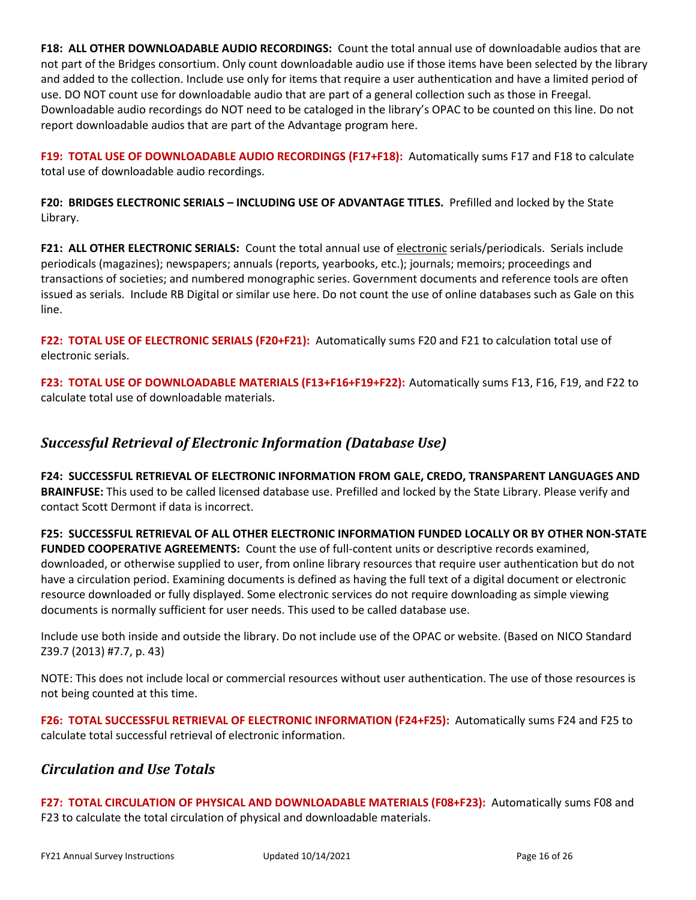**F18: ALL OTHER DOWNLOADABLE AUDIO RECORDINGS:** Count the total annual use of downloadable audios that are not part of the Bridges consortium. Only count downloadable audio use if those items have been selected by the library and added to the collection. Include use only for items that require a user authentication and have a limited period of use. DO NOT count use for downloadable audio that are part of a general collection such as those in Freegal. Downloadable audio recordings do NOT need to be cataloged in the library's OPAC to be counted on this line. Do not report downloadable audios that are part of the Advantage program here.

**F19: TOTAL USE OF DOWNLOADABLE AUDIO RECORDINGS (F17+F18):** Automatically sums F17 and F18 to calculate total use of downloadable audio recordings.

**F20: BRIDGES ELECTRONIC SERIALS – INCLUDING USE OF ADVANTAGE TITLES.** Prefilled and locked by the State Library.

**F21: ALL OTHER ELECTRONIC SERIALS:** Count the total annual use of electronic serials/periodicals. Serials include periodicals (magazines); newspapers; annuals (reports, yearbooks, etc.); journals; memoirs; proceedings and transactions of societies; and numbered monographic series. Government documents and reference tools are often issued as serials. Include RB Digital or similar use here. Do not count the use of online databases such as Gale on this line.

**F22: TOTAL USE OF ELECTRONIC SERIALS (F20+F21):** Automatically sums F20 and F21 to calculation total use of electronic serials.

**F23: TOTAL USE OF DOWNLOADABLE MATERIALS (F13+F16+F19+F22):** Automatically sums F13, F16, F19, and F22 to calculate total use of downloadable materials.

## *Successful Retrieval of Electronic Information (Database Use)*

**F24: SUCCESSFUL RETRIEVAL OF ELECTRONIC INFORMATION FROM GALE, CREDO, TRANSPARENT LANGUAGES AND BRAINFUSE:** This used to be called licensed database use. Prefilled and locked by the State Library. Please verify and contact Scott Dermont if data is incorrect.

**F25: SUCCESSFUL RETRIEVAL OF ALL OTHER ELECTRONIC INFORMATION FUNDED LOCALLY OR BY OTHER NON-STATE FUNDED COOPERATIVE AGREEMENTS:** Count the use of full-content units or descriptive records examined, downloaded, or otherwise supplied to user, from online library resources that require user authentication but do not have a circulation period. Examining documents is defined as having the full text of a digital document or electronic resource downloaded or fully displayed. Some electronic services do not require downloading as simple viewing documents is normally sufficient for user needs. This used to be called database use.

Include use both inside and outside the library. Do not include use of the OPAC or website. (Based on NICO Standard Z39.7 (2013) #7.7, p. 43)

NOTE: This does not include local or commercial resources without user authentication. The use of those resources is not being counted at this time.

**F26: TOTAL SUCCESSFUL RETRIEVAL OF ELECTRONIC INFORMATION (F24+F25):** Automatically sums F24 and F25 to calculate total successful retrieval of electronic information.

## *Circulation and Use Totals*

**F27: TOTAL CIRCULATION OF PHYSICAL AND DOWNLOADABLE MATERIALS (F08+F23):** Automatically sums F08 and F23 to calculate the total circulation of physical and downloadable materials.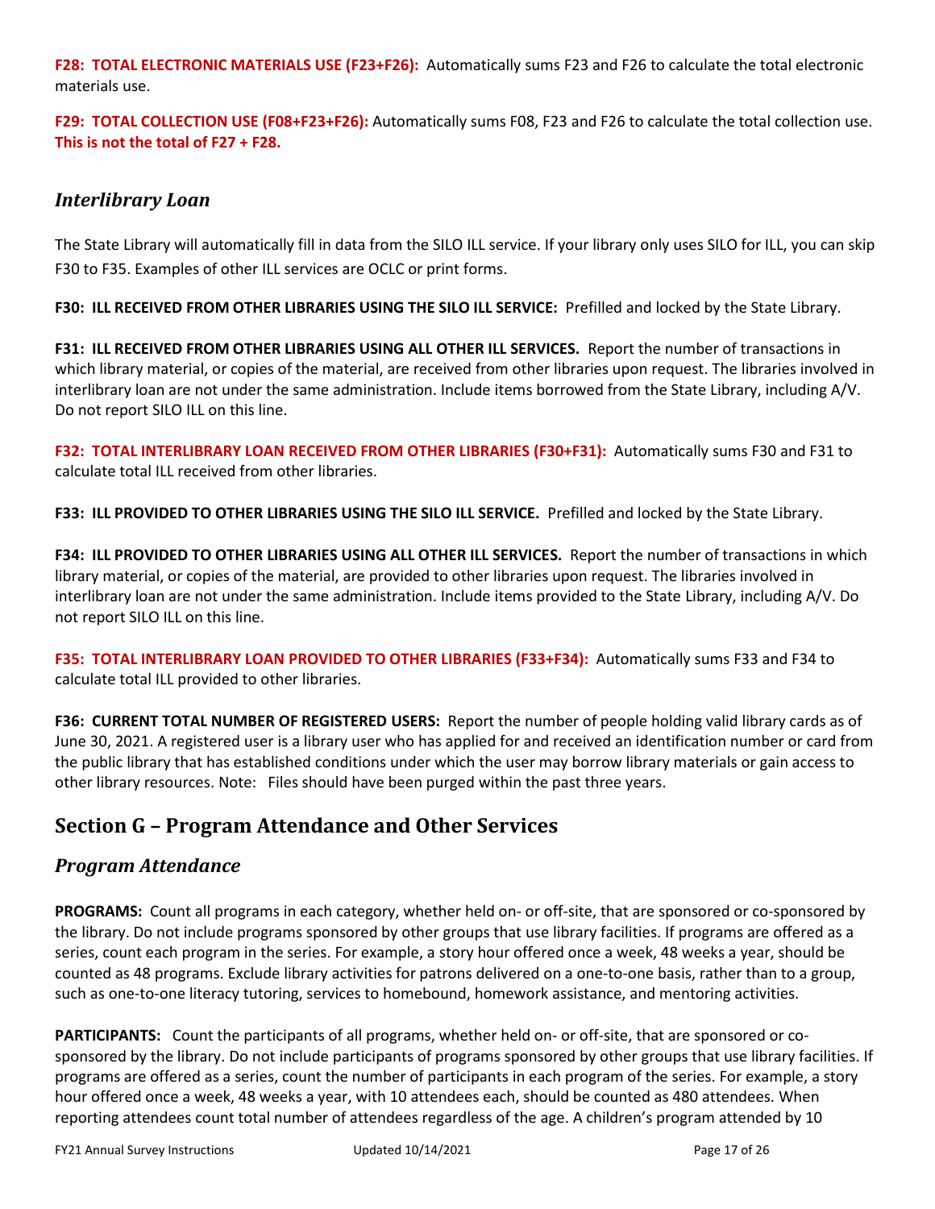**F28: TOTAL ELECTRONIC MATERIALS USE (F23+F26):** Automatically sums F23 and F26 to calculate the total electronic materials use.

**F29: TOTAL COLLECTION USE (F08+F23+F26):** Automatically sums F08, F23 and F26 to calculate the total collection use. **This is not the total of F27 + F28.**

### *Interlibrary Loan*

The State Library will automatically fill in data from the SILO ILL service. If your library only uses SILO for ILL, you can skip F30 to F35. Examples of other ILL services are OCLC or print forms.

**F30: ILL RECEIVED FROM OTHER LIBRARIES USING THE SILO ILL SERVICE:** Prefilled and locked by the State Library.

**F31: ILL RECEIVED FROM OTHER LIBRARIES USING ALL OTHER ILL SERVICES.** Report the number of transactions in which library material, or copies of the material, are received from other libraries upon request. The libraries involved in interlibrary loan are not under the same administration. Include items borrowed from the State Library, including A/V. Do not report SILO ILL on this line.

**F32: TOTAL INTERLIBRARY LOAN RECEIVED FROM OTHER LIBRARIES (F30+F31):** Automatically sums F30 and F31 to calculate total ILL received from other libraries.

**F33: ILL PROVIDED TO OTHER LIBRARIES USING THE SILO ILL SERVICE.** Prefilled and locked by the State Library.

**F34: ILL PROVIDED TO OTHER LIBRARIES USING ALL OTHER ILL SERVICES.** Report the number of transactions in which library material, or copies of the material, are provided to other libraries upon request. The libraries involved in interlibrary loan are not under the same administration. Include items provided to the State Library, including A/V. Do not report SILO ILL on this line.

**F35: TOTAL INTERLIBRARY LOAN PROVIDED TO OTHER LIBRARIES (F33+F34):** Automatically sums F33 and F34 to calculate total ILL provided to other libraries.

**F36: CURRENT TOTAL NUMBER OF REGISTERED USERS:** Report the number of people holding valid library cards as of June 30, 2021. A registered user is a library user who has applied for and received an identification number or card from the public library that has established conditions under which the user may borrow library materials or gain access to other library resources. Note: Files should have been purged within the past three years.

## Section G – Program Attendance and Other Services

### *Program Attendance*

**PROGRAMS:** Count all programs in each category, whether held on- or off-site, that are sponsored or co-sponsored by the library. Do not include programs sponsored by other groups that use library facilities. If programs are offered as a series, count each program in the series. For example, a story hour offered once a week, 48 weeks a year, should be counted as 48 programs. Exclude library activities for patrons delivered on a one-to-one basis, rather than to a group, such as one-to-one literacy tutoring, services to homebound, homework assistance, and mentoring activities.

**PARTICIPANTS:** Count the participants of all programs, whether held on- or off-site, that are sponsored or co-sponsored by the library. Do not include participants of programs sponsored by other groups that use library facilities. If programs are offered as a series, count the number of participants in each program of the series. For example, a story hour offered once a week, 48 weeks a year, with 10 attendees each, should be counted as 480 attendees. When reporting attendees count total number of attendees regardless of the age. A children's program attended by 10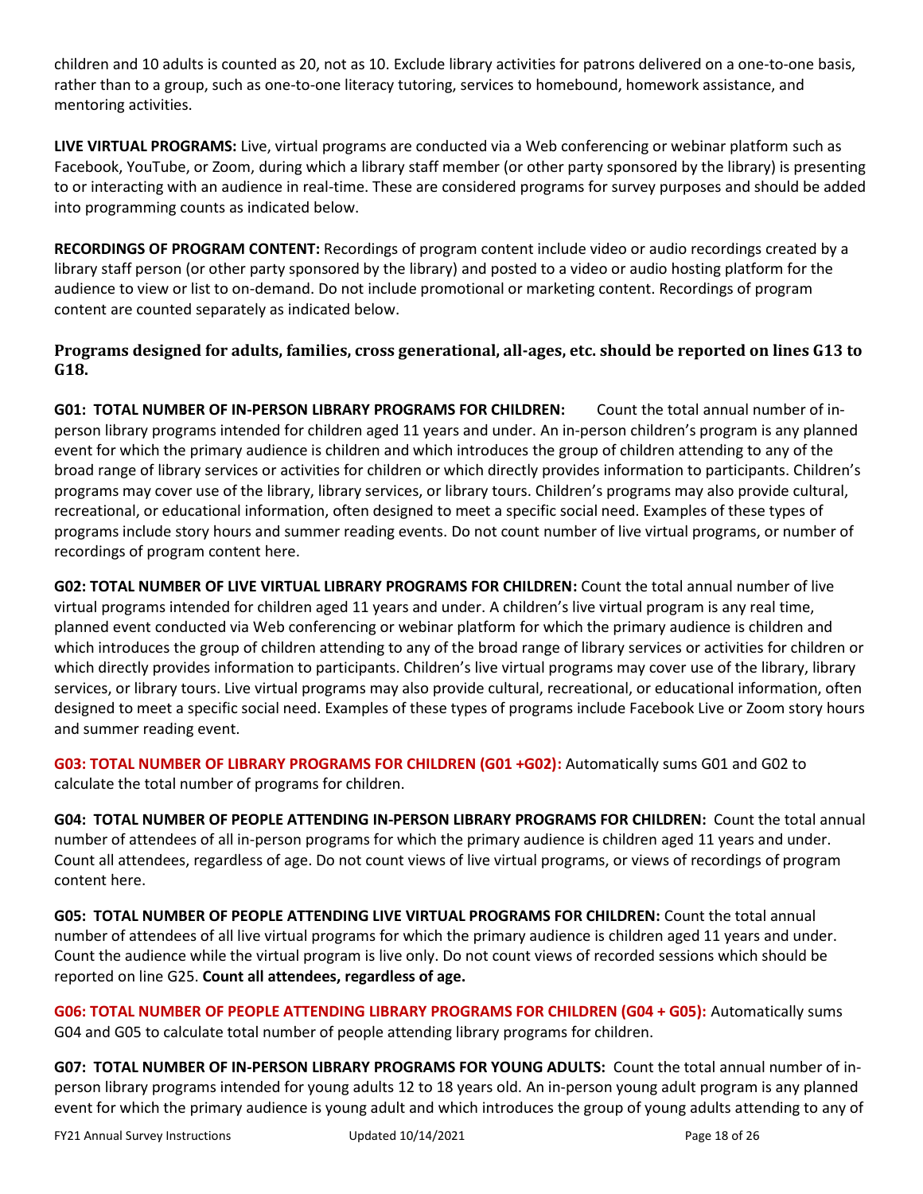children and 10 adults is counted as 20, not as 10. Exclude library activities for patrons delivered on a one-to-one basis, rather than to a group, such as one-to-one literacy tutoring, services to homebound, homework assistance, and mentoring activities.

**LIVE VIRTUAL PROGRAMS:** Live, virtual programs are conducted via a Web conferencing or webinar platform such as Facebook, YouTube, or Zoom, during which a library staff member (or other party sponsored by the library) is presenting to or interacting with an audience in real-time. These are considered programs for survey purposes and should be added into programming counts as indicated below.

**RECORDINGS OF PROGRAM CONTENT:** Recordings of program content include video or audio recordings created by a library staff person (or other party sponsored by the library) and posted to a video or audio hosting platform for the audience to view or list to on-demand. Do not include promotional or marketing content. Recordings of program content are counted separately as indicated below.

### Programs designed for adults, families, cross generational, all-ages, etc. should be reported on lines G13 to G18.

**G01: TOTAL NUMBER OF IN-PERSON LIBRARY PROGRAMS FOR CHILDREN:** Count the total annual number of in-person library programs intended for children aged 11 years and under. An in-person children's program is any planned event for which the primary audience is children and which introduces the group of children attending to any of the broad range of library services or activities for children or which directly provides information to participants. Children's programs may cover use of the library, library services, or library tours. Children's programs may also provide cultural, recreational, or educational information, often designed to meet a specific social need. Examples of these types of programs include story hours and summer reading events. Do not count number of live virtual programs, or number of recordings of program content here.

**G02: TOTAL NUMBER OF LIVE VIRTUAL LIBRARY PROGRAMS FOR CHILDREN:** Count the total annual number of live virtual programs intended for children aged 11 years and under. A children's live virtual program is any real time, planned event conducted via Web conferencing or webinar platform for which the primary audience is children and which introduces the group of children attending to any of the broad range of library services or activities for children or which directly provides information to participants. Children's live virtual programs may cover use of the library, library services, or library tours. Live virtual programs may also provide cultural, recreational, or educational information, often designed to meet a specific social need. Examples of these types of programs include Facebook Live or Zoom story hours and summer reading event.

**G03: TOTAL NUMBER OF LIBRARY PROGRAMS FOR CHILDREN (G01 +G02):** Automatically sums G01 and G02 to calculate the total number of programs for children.

**G04: TOTAL NUMBER OF PEOPLE ATTENDING IN-PERSON LIBRARY PROGRAMS FOR CHILDREN:** Count the total annual number of attendees of all in-person programs for which the primary audience is children aged 11 years and under. Count all attendees, regardless of age. Do not count views of live virtual programs, or views of recordings of program content here.

**G05: TOTAL NUMBER OF PEOPLE ATTENDING LIVE VIRTUAL PROGRAMS FOR CHILDREN:** Count the total annual number of attendees of all live virtual programs for which the primary audience is children aged 11 years and under. Count the audience while the virtual program is live only. Do not count views of recorded sessions which should be reported on line G25. **Count all attendees, regardless of age.**

**G06: TOTAL NUMBER OF PEOPLE ATTENDING LIBRARY PROGRAMS FOR CHILDREN (G04 + G05):** Automatically sums G04 and G05 to calculate total number of people attending library programs for children.

**G07: TOTAL NUMBER OF IN-PERSON LIBRARY PROGRAMS FOR YOUNG ADULTS:** Count the total annual number of in-person library programs intended for young adults 12 to 18 years old. An in-person young adult program is any planned event for which the primary audience is young adult and which introduces the group of young adults attending to any of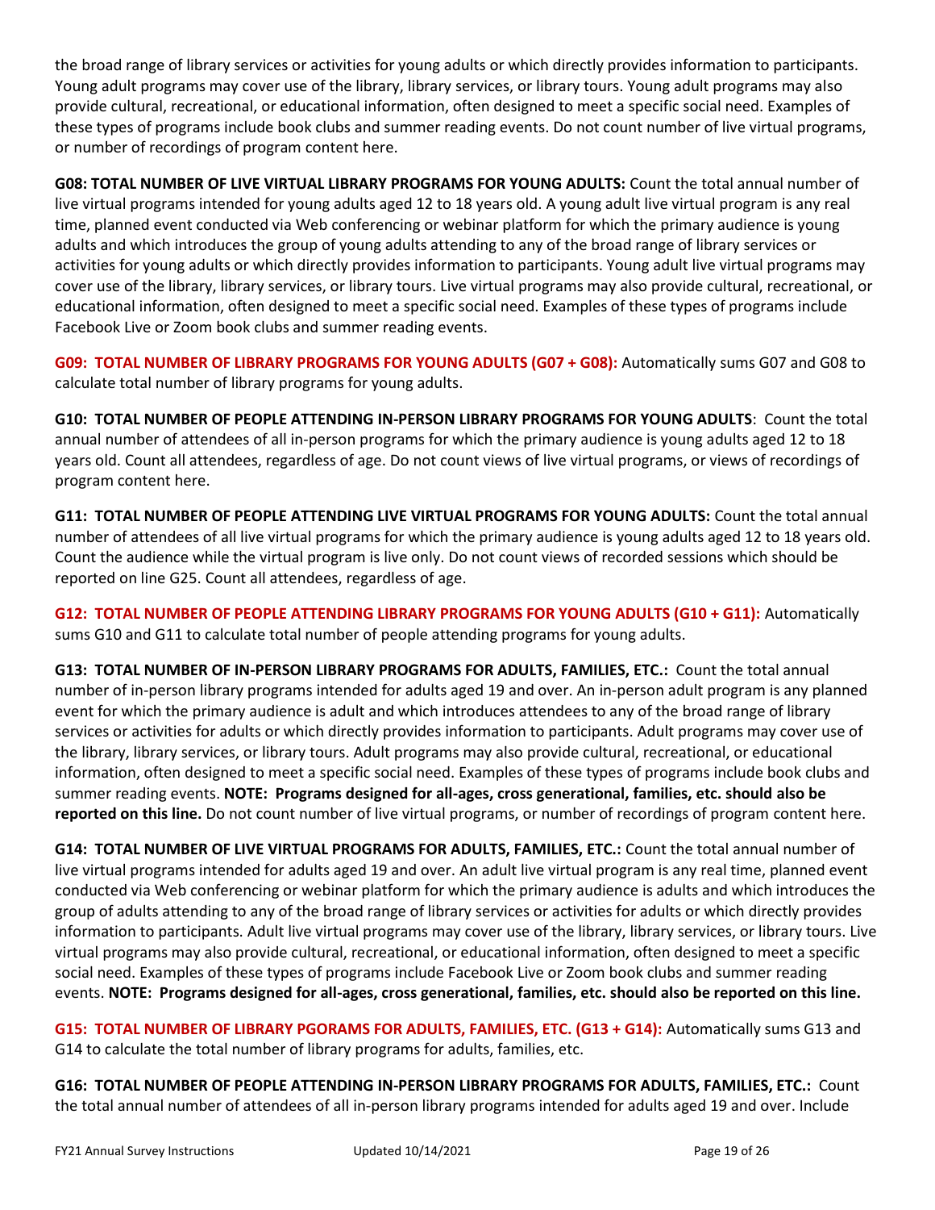the broad range of library services or activities for young adults or which directly provides information to participants. Young adult programs may cover use of the library, library services, or library tours. Young adult programs may also provide cultural, recreational, or educational information, often designed to meet a specific social need. Examples of these types of programs include book clubs and summer reading events. Do not count number of live virtual programs, or number of recordings of program content here.

**G08: TOTAL NUMBER OF LIVE VIRTUAL LIBRARY PROGRAMS FOR YOUNG ADULTS:** Count the total annual number of live virtual programs intended for young adults aged 12 to 18 years old. A young adult live virtual program is any real time, planned event conducted via Web conferencing or webinar platform for which the primary audience is young adults and which introduces the group of young adults attending to any of the broad range of library services or activities for young adults or which directly provides information to participants. Young adult live virtual programs may cover use of the library, library services, or library tours. Live virtual programs may also provide cultural, recreational, or educational information, often designed to meet a specific social need. Examples of these types of programs include Facebook Live or Zoom book clubs and summer reading events.

**G09: TOTAL NUMBER OF LIBRARY PROGRAMS FOR YOUNG ADULTS (G07 + G08):** Automatically sums G07 and G08 to calculate total number of library programs for young adults.

**G10: TOTAL NUMBER OF PEOPLE ATTENDING IN-PERSON LIBRARY PROGRAMS FOR YOUNG ADULTS**: Count the total annual number of attendees of all in-person programs for which the primary audience is young adults aged 12 to 18 years old. Count all attendees, regardless of age. Do not count views of live virtual programs, or views of recordings of program content here.

**G11: TOTAL NUMBER OF PEOPLE ATTENDING LIVE VIRTUAL PROGRAMS FOR YOUNG ADULTS:** Count the total annual number of attendees of all live virtual programs for which the primary audience is young adults aged 12 to 18 years old. Count the audience while the virtual program is live only. Do not count views of recorded sessions which should be reported on line G25. Count all attendees, regardless of age.

**G12: TOTAL NUMBER OF PEOPLE ATTENDING LIBRARY PROGRAMS FOR YOUNG ADULTS (G10 + G11):** Automatically sums G10 and G11 to calculate total number of people attending programs for young adults.

**G13: TOTAL NUMBER OF IN-PERSON LIBRARY PROGRAMS FOR ADULTS, FAMILIES, ETC.:** Count the total annual number of in-person library programs intended for adults aged 19 and over. An in-person adult program is any planned event for which the primary audience is adult and which introduces attendees to any of the broad range of library services or activities for adults or which directly provides information to participants. Adult programs may cover use of the library, library services, or library tours. Adult programs may also provide cultural, recreational, or educational information, often designed to meet a specific social need. Examples of these types of programs include book clubs and summer reading events. **NOTE: Programs designed for all-ages, cross generational, families, etc. should also be reported on this line.** Do not count number of live virtual programs, or number of recordings of program content here.

**G14: TOTAL NUMBER OF LIVE VIRTUAL PROGRAMS FOR ADULTS, FAMILIES, ETC.:** Count the total annual number of live virtual programs intended for adults aged 19 and over. An adult live virtual program is any real time, planned event conducted via Web conferencing or webinar platform for which the primary audience is adults and which introduces the group of adults attending to any of the broad range of library services or activities for adults or which directly provides information to participants. Adult live virtual programs may cover use of the library, library services, or library tours. Live virtual programs may also provide cultural, recreational, or educational information, often designed to meet a specific social need. Examples of these types of programs include Facebook Live or Zoom book clubs and summer reading events. **NOTE: Programs designed for all-ages, cross generational, families, etc. should also be reported on this line.**

**G15: TOTAL NUMBER OF LIBRARY PGORAMS FOR ADULTS, FAMILIES, ETC. (G13 + G14):** Automatically sums G13 and G14 to calculate the total number of library programs for adults, families, etc.

**G16: TOTAL NUMBER OF PEOPLE ATTENDING IN-PERSON LIBRARY PROGRAMS FOR ADULTS, FAMILIES, ETC.:** Count the total annual number of attendees of all in-person library programs intended for adults aged 19 and over. Include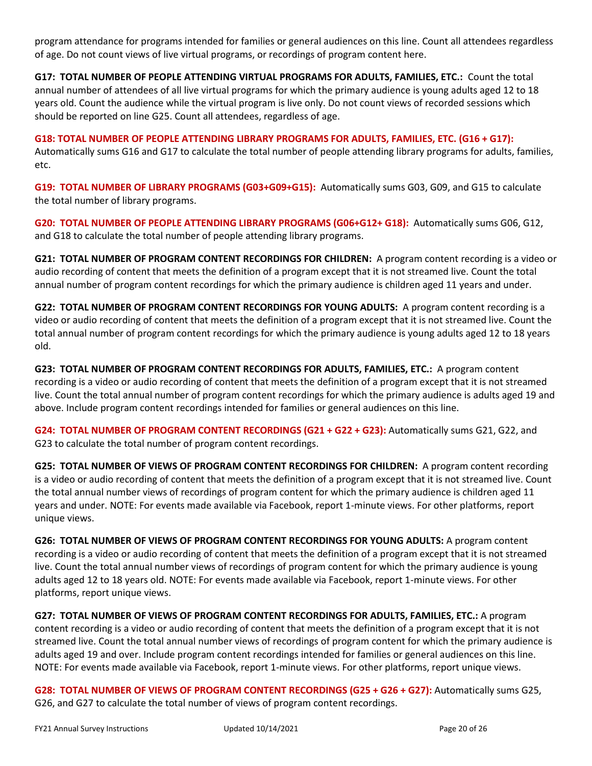program attendance for programs intended for families or general audiences on this line. Count all attendees regardless of age. Do not count views of live virtual programs, or recordings of program content here.

**G17: TOTAL NUMBER OF PEOPLE ATTENDING VIRTUAL PROGRAMS FOR ADULTS, FAMILIES, ETC.:** Count the total annual number of attendees of all live virtual programs for which the primary audience is young adults aged 12 to 18 years old. Count the audience while the virtual program is live only. Do not count views of recorded sessions which should be reported on line G25. Count all attendees, regardless of age.

**G18: TOTAL NUMBER OF PEOPLE ATTENDING LIBRARY PROGRAMS FOR ADULTS, FAMILIES, ETC. (G16 + G17):** Automatically sums G16 and G17 to calculate the total number of people attending library programs for adults, families, etc.

**G19: TOTAL NUMBER OF LIBRARY PROGRAMS (G03+G09+G15):** Automatically sums G03, G09, and G15 to calculate the total number of library programs.

**G20: TOTAL NUMBER OF PEOPLE ATTENDING LIBRARY PROGRAMS (G06+G12+ G18):** Automatically sums G06, G12, and G18 to calculate the total number of people attending library programs.

**G21: TOTAL NUMBER OF PROGRAM CONTENT RECORDINGS FOR CHILDREN:** A program content recording is a video or audio recording of content that meets the definition of a program except that it is not streamed live. Count the total annual number of program content recordings for which the primary audience is children aged 11 years and under.

**G22: TOTAL NUMBER OF PROGRAM CONTENT RECORDINGS FOR YOUNG ADULTS:** A program content recording is a video or audio recording of content that meets the definition of a program except that it is not streamed live. Count the total annual number of program content recordings for which the primary audience is young adults aged 12 to 18 years old.

**G23: TOTAL NUMBER OF PROGRAM CONTENT RECORDINGS FOR ADULTS, FAMILIES, ETC.:** A program content recording is a video or audio recording of content that meets the definition of a program except that it is not streamed live. Count the total annual number of program content recordings for which the primary audience is adults aged 19 and above. Include program content recordings intended for families or general audiences on this line.

**G24: TOTAL NUMBER OF PROGRAM CONTENT RECORDINGS (G21 + G22 + G23):** Automatically sums G21, G22, and G23 to calculate the total number of program content recordings.

**G25: TOTAL NUMBER OF VIEWS OF PROGRAM CONTENT RECORDINGS FOR CHILDREN:** A program content recording is a video or audio recording of content that meets the definition of a program except that it is not streamed live. Count the total annual number views of recordings of program content for which the primary audience is children aged 11 years and under. NOTE: For events made available via Facebook, report 1-minute views. For other platforms, report unique views.

**G26: TOTAL NUMBER OF VIEWS OF PROGRAM CONTENT RECORDINGS FOR YOUNG ADULTS:** A program content recording is a video or audio recording of content that meets the definition of a program except that it is not streamed live. Count the total annual number views of recordings of program content for which the primary audience is young adults aged 12 to 18 years old. NOTE: For events made available via Facebook, report 1-minute views. For other platforms, report unique views.

**G27: TOTAL NUMBER OF VIEWS OF PROGRAM CONTENT RECORDINGS FOR ADULTS, FAMILIES, ETC.:** A program content recording is a video or audio recording of content that meets the definition of a program except that it is not streamed live. Count the total annual number views of recordings of program content for which the primary audience is adults aged 19 and over. Include program content recordings intended for families or general audiences on this line. NOTE: For events made available via Facebook, report 1-minute views. For other platforms, report unique views.

**G28: TOTAL NUMBER OF VIEWS OF PROGRAM CONTENT RECORDINGS (G25 + G26 + G27):** Automatically sums G25, G26, and G27 to calculate the total number of views of program content recordings.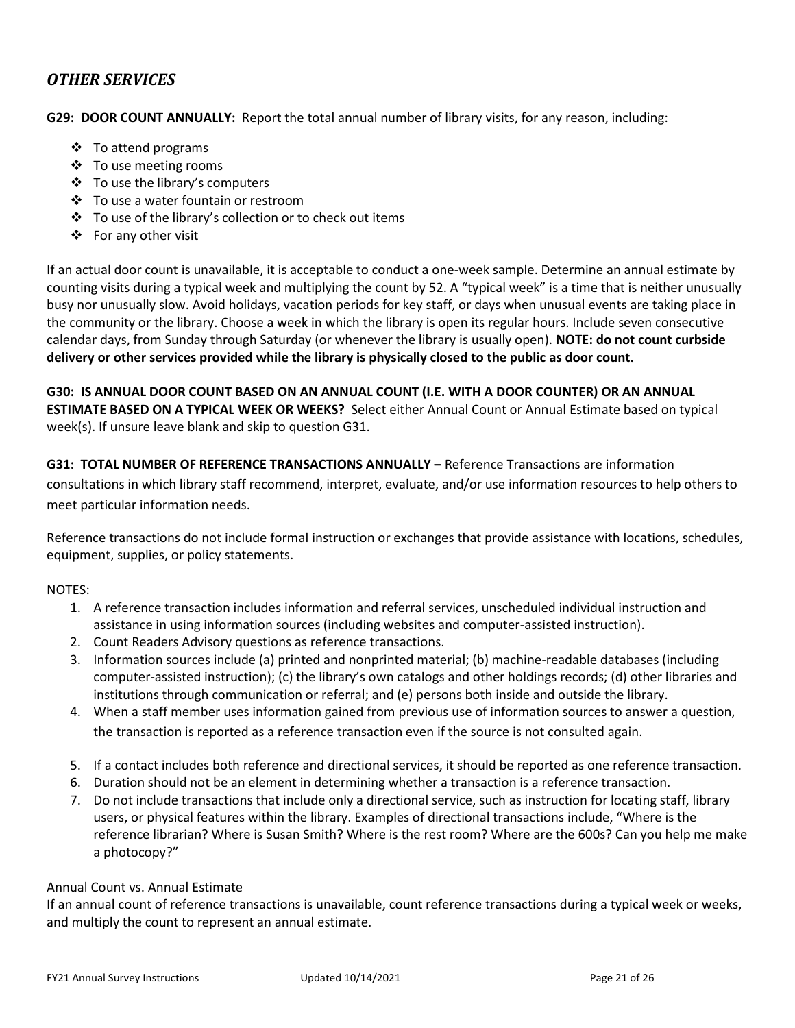## *OTHER SERVICES*

**G29: DOOR COUNT ANNUALLY:** Report the total annual number of library visits, for any reason, including:

- To attend programs
- To use meeting rooms
- To use the library's computers
- To use a water fountain or restroom
- To use of the library's collection or to check out items
- For any other visit

If an actual door count is unavailable, it is acceptable to conduct a one-week sample. Determine an annual estimate by counting visits during a typical week and multiplying the count by 52. A "typical week" is a time that is neither unusually busy nor unusually slow. Avoid holidays, vacation periods for key staff, or days when unusual events are taking place in the community or the library. Choose a week in which the library is open its regular hours. Include seven consecutive calendar days, from Sunday through Saturday (or whenever the library is usually open). **NOTE: do not count curbside delivery or other services provided while the library is physically closed to the public as door count.**

**G30: IS ANNUAL DOOR COUNT BASED ON AN ANNUAL COUNT (I.E. WITH A DOOR COUNTER) OR AN ANNUAL ESTIMATE BASED ON A TYPICAL WEEK OR WEEKS?** Select either Annual Count or Annual Estimate based on typical week(s). If unsure leave blank and skip to question G31.

**G31: TOTAL NUMBER OF REFERENCE TRANSACTIONS ANNUALLY –** Reference Transactions are information consultations in which library staff recommend, interpret, evaluate, and/or use information resources to help others to meet particular information needs.

Reference transactions do not include formal instruction or exchanges that provide assistance with locations, schedules, equipment, supplies, or policy statements.

NOTES:

1. A reference transaction includes information and referral services, unscheduled individual instruction and assistance in using information sources (including websites and computer-assisted instruction).
2. Count Readers Advisory questions as reference transactions.
3. Information sources include (a) printed and nonprinted material; (b) machine-readable databases (including computer-assisted instruction); (c) the library's own catalogs and other holdings records; (d) other libraries and institutions through communication or referral; and (e) persons both inside and outside the library.
4. When a staff member uses information gained from previous use of information sources to answer a question, the transaction is reported as a reference transaction even if the source is not consulted again.
5. If a contact includes both reference and directional services, it should be reported as one reference transaction.
6. Duration should not be an element in determining whether a transaction is a reference transaction.
7. Do not include transactions that include only a directional service, such as instruction for locating staff, library users, or physical features within the library. Examples of directional transactions include, "Where is the reference librarian? Where is Susan Smith? Where is the rest room? Where are the 600s? Can you help me make a photocopy?"

Annual Count vs. Annual Estimate

If an annual count of reference transactions is unavailable, count reference transactions during a typical week or weeks, and multiply the count to represent an annual estimate.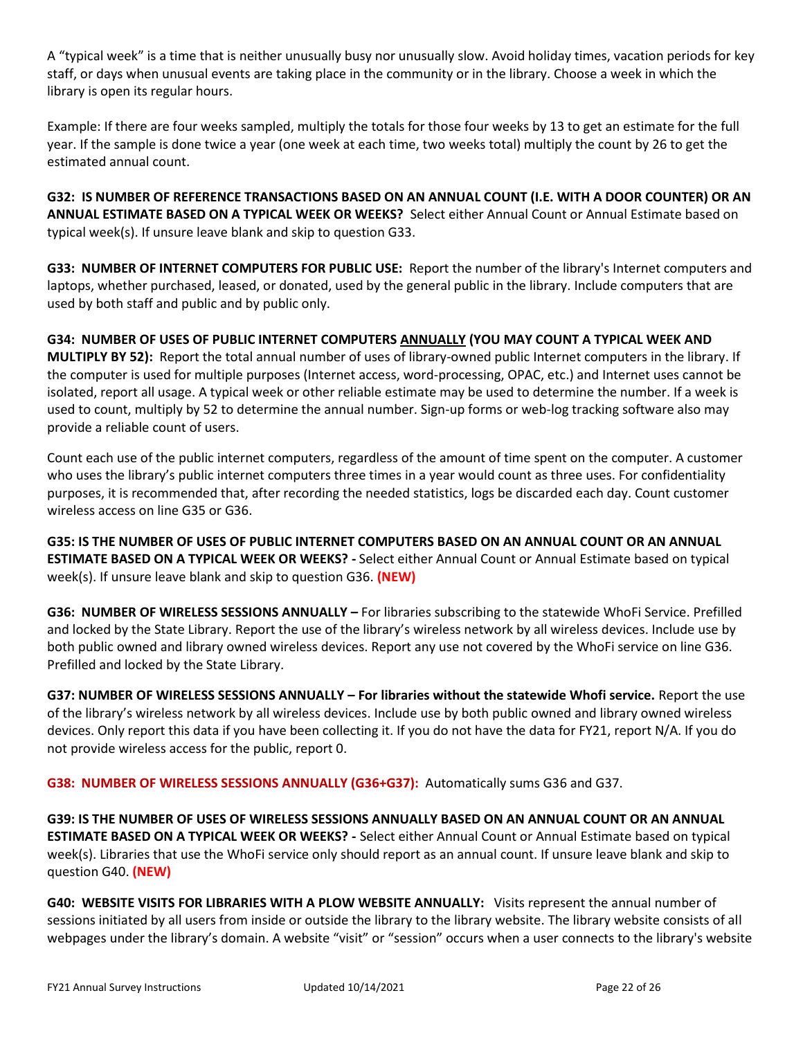A "typical week" is a time that is neither unusually busy nor unusually slow. Avoid holiday times, vacation periods for key staff, or days when unusual events are taking place in the community or in the library. Choose a week in which the library is open its regular hours.

Example: If there are four weeks sampled, multiply the totals for those four weeks by 13 to get an estimate for the full year. If the sample is done twice a year (one week at each time, two weeks total) multiply the count by 26 to get the estimated annual count.

**G32: IS NUMBER OF REFERENCE TRANSACTIONS BASED ON AN ANNUAL COUNT (I.E. WITH A DOOR COUNTER) OR AN ANNUAL ESTIMATE BASED ON A TYPICAL WEEK OR WEEKS?** Select either Annual Count or Annual Estimate based on typical week(s). If unsure leave blank and skip to question G33.

**G33: NUMBER OF INTERNET COMPUTERS FOR PUBLIC USE:** Report the number of the library's Internet computers and laptops, whether purchased, leased, or donated, used by the general public in the library. Include computers that are used by both staff and public and by public only.

**G34: NUMBER OF USES OF PUBLIC INTERNET COMPUTERS <u>ANNUALLY</u> (YOU MAY COUNT A TYPICAL WEEK AND MULTIPLY BY 52):** Report the total annual number of uses of library-owned public Internet computers in the library. If the computer is used for multiple purposes (Internet access, word-processing, OPAC, etc.) and Internet uses cannot be isolated, report all usage. A typical week or other reliable estimate may be used to determine the number. If a week is used to count, multiply by 52 to determine the annual number. Sign-up forms or web-log tracking software also may provide a reliable count of users.

Count each use of the public internet computers, regardless of the amount of time spent on the computer. A customer who uses the library's public internet computers three times in a year would count as three uses. For confidentiality purposes, it is recommended that, after recording the needed statistics, logs be discarded each day. Count customer wireless access on line G35 or G36.

**G35: IS THE NUMBER OF USES OF PUBLIC INTERNET COMPUTERS BASED ON AN ANNUAL COUNT OR AN ANNUAL ESTIMATE BASED ON A TYPICAL WEEK OR WEEKS? -** Select either Annual Count or Annual Estimate based on typical week(s). If unsure leave blank and skip to question G36. **(NEW)**

**G36: NUMBER OF WIRELESS SESSIONS ANNUALLY –** For libraries subscribing to the statewide WhoFi Service. Prefilled and locked by the State Library. Report the use of the library's wireless network by all wireless devices. Include use by both public owned and library owned wireless devices. Report any use not covered by the WhoFi service on line G36. Prefilled and locked by the State Library.

**G37: NUMBER OF WIRELESS SESSIONS ANNUALLY – For libraries without the statewide Whofi service.** Report the use of the library's wireless network by all wireless devices. Include use by both public owned and library owned wireless devices. Only report this data if you have been collecting it. If you do not have the data for FY21, report N/A. If you do not provide wireless access for the public, report 0.

**G38: NUMBER OF WIRELESS SESSIONS ANNUALLY (G36+G37):** Automatically sums G36 and G37.

**G39: IS THE NUMBER OF USES OF WIRELESS SESSIONS ANNUALLY BASED ON AN ANNUAL COUNT OR AN ANNUAL ESTIMATE BASED ON A TYPICAL WEEK OR WEEKS? -** Select either Annual Count or Annual Estimate based on typical week(s). Libraries that use the WhoFi service only should report as an annual count. If unsure leave blank and skip to question G40. **(NEW)**

**G40: WEBSITE VISITS FOR LIBRARIES WITH A PLOW WEBSITE ANNUALLY:** Visits represent the annual number of sessions initiated by all users from inside or outside the library to the library website. The library website consists of all webpages under the library's domain. A website "visit" or "session" occurs when a user connects to the library's website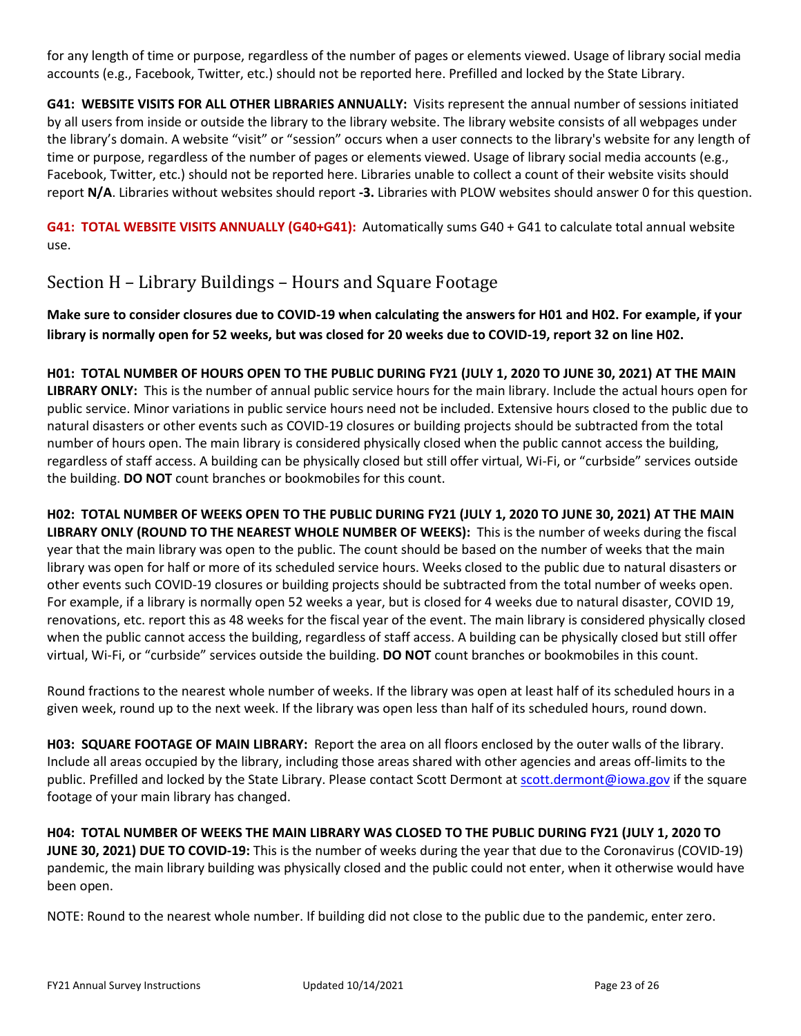for any length of time or purpose, regardless of the number of pages or elements viewed. Usage of library social media accounts (e.g., Facebook, Twitter, etc.) should not be reported here. Prefilled and locked by the State Library.

**G41: WEBSITE VISITS FOR ALL OTHER LIBRARIES ANNUALLY:** Visits represent the annual number of sessions initiated by all users from inside or outside the library to the library website. The library website consists of all webpages under the library's domain. A website "visit" or "session" occurs when a user connects to the library's website for any length of time or purpose, regardless of the number of pages or elements viewed. Usage of library social media accounts (e.g., Facebook, Twitter, etc.) should not be reported here. Libraries unable to collect a count of their website visits should report **N/A**. Libraries without websites should report **-3.** Libraries with PLOW websites should answer 0 for this question.

**G41: TOTAL WEBSITE VISITS ANNUALLY (G40+G41):** Automatically sums G40 + G41 to calculate total annual website use.

## Section H – Library Buildings – Hours and Square Footage

**Make sure to consider closures due to COVID-19 when calculating the answers for H01 and H02. For example, if your library is normally open for 52 weeks, but was closed for 20 weeks due to COVID-19, report 32 on line H02.**

**H01: TOTAL NUMBER OF HOURS OPEN TO THE PUBLIC DURING FY21 (JULY 1, 2020 TO JUNE 30, 2021) AT THE MAIN LIBRARY ONLY:** This is the number of annual public service hours for the main library. Include the actual hours open for public service. Minor variations in public service hours need not be included. Extensive hours closed to the public due to natural disasters or other events such as COVID-19 closures or building projects should be subtracted from the total number of hours open. The main library is considered physically closed when the public cannot access the building, regardless of staff access. A building can be physically closed but still offer virtual, Wi-Fi, or "curbside" services outside the building. **DO NOT** count branches or bookmobiles for this count.

**H02: TOTAL NUMBER OF WEEKS OPEN TO THE PUBLIC DURING FY21 (JULY 1, 2020 TO JUNE 30, 2021) AT THE MAIN LIBRARY ONLY (ROUND TO THE NEAREST WHOLE NUMBER OF WEEKS):** This is the number of weeks during the fiscal year that the main library was open to the public. The count should be based on the number of weeks that the main library was open for half or more of its scheduled service hours. Weeks closed to the public due to natural disasters or other events such COVID-19 closures or building projects should be subtracted from the total number of weeks open. For example, if a library is normally open 52 weeks a year, but is closed for 4 weeks due to natural disaster, COVID 19, renovations, etc. report this as 48 weeks for the fiscal year of the event. The main library is considered physically closed when the public cannot access the building, regardless of staff access. A building can be physically closed but still offer virtual, Wi-Fi, or "curbside" services outside the building. **DO NOT** count branches or bookmobiles in this count.

Round fractions to the nearest whole number of weeks. If the library was open at least half of its scheduled hours in a given week, round up to the next week. If the library was open less than half of its scheduled hours, round down.

**H03: SQUARE FOOTAGE OF MAIN LIBRARY:** Report the area on all floors enclosed by the outer walls of the library. Include all areas occupied by the library, including those areas shared with other agencies and areas off-limits to the public. Prefilled and locked by the State Library. Please contact Scott Dermont at scott.dermont@iowa.gov if the square footage of your main library has changed.

**H04: TOTAL NUMBER OF WEEKS THE MAIN LIBRARY WAS CLOSED TO THE PUBLIC DURING FY21 (JULY 1, 2020 TO JUNE 30, 2021) DUE TO COVID-19:** This is the number of weeks during the year that due to the Coronavirus (COVID-19) pandemic, the main library building was physically closed and the public could not enter, when it otherwise would have been open.

NOTE: Round to the nearest whole number. If building did not close to the public due to the pandemic, enter zero.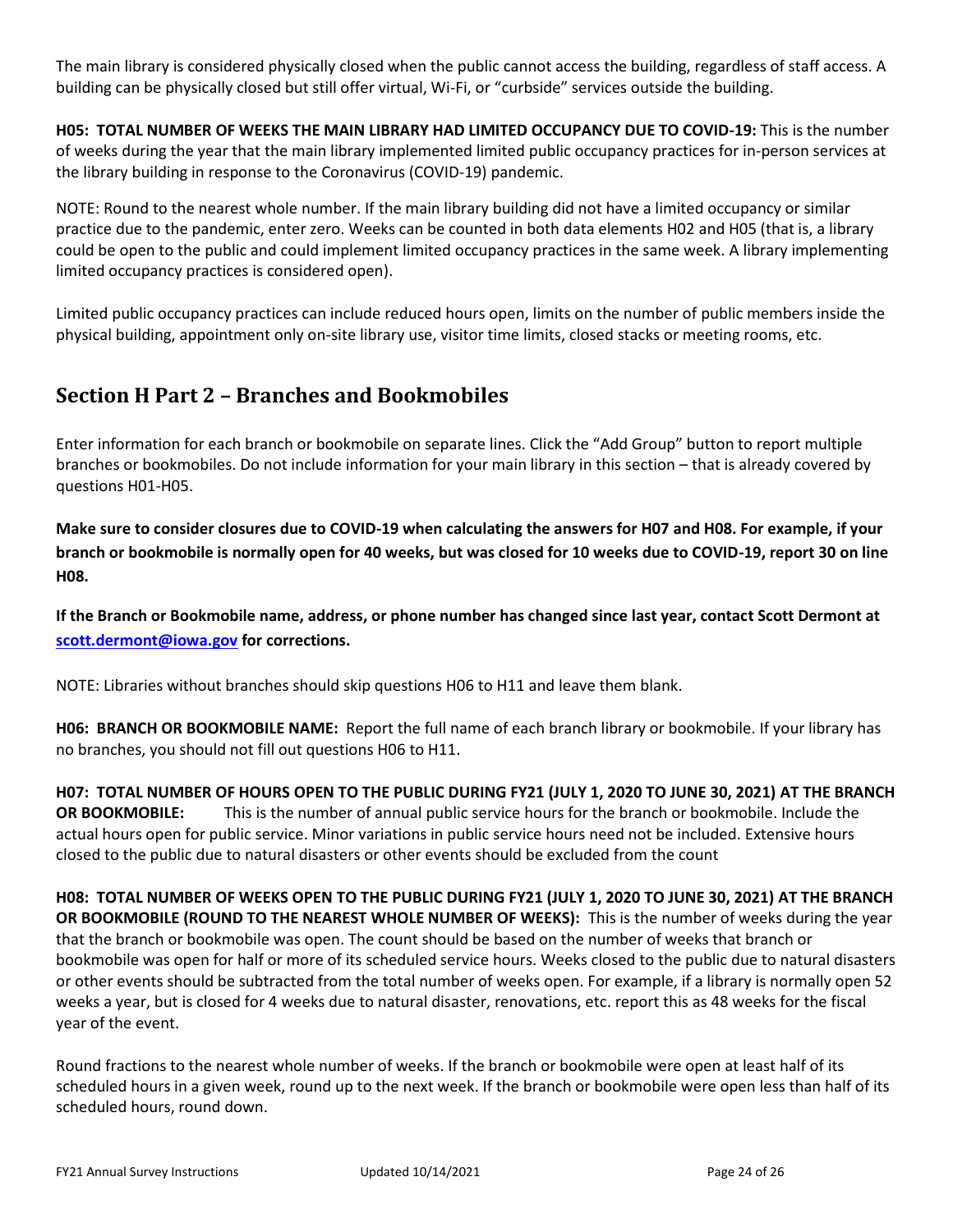The main library is considered physically closed when the public cannot access the building, regardless of staff access. A building can be physically closed but still offer virtual, Wi-Fi, or "curbside" services outside the building.

**H05: TOTAL NUMBER OF WEEKS THE MAIN LIBRARY HAD LIMITED OCCUPANCY DUE TO COVID-19:** This is the number of weeks during the year that the main library implemented limited public occupancy practices for in-person services at the library building in response to the Coronavirus (COVID-19) pandemic.

NOTE: Round to the nearest whole number. If the main library building did not have a limited occupancy or similar practice due to the pandemic, enter zero. Weeks can be counted in both data elements H02 and H05 (that is, a library could be open to the public and could implement limited occupancy practices in the same week. A library implementing limited occupancy practices is considered open).

Limited public occupancy practices can include reduced hours open, limits on the number of public members inside the physical building, appointment only on-site library use, visitor time limits, closed stacks or meeting rooms, etc.

## Section H Part 2 – Branches and Bookmobiles

Enter information for each branch or bookmobile on separate lines. Click the "Add Group" button to report multiple branches or bookmobiles. Do not include information for your main library in this section – that is already covered by questions H01-H05.

**Make sure to consider closures due to COVID-19 when calculating the answers for H07 and H08. For example, if your branch or bookmobile is normally open for 40 weeks, but was closed for 10 weeks due to COVID-19, report 30 on line H08.**

**If the Branch or Bookmobile name, address, or phone number has changed since last year, contact Scott Dermont at [scott.dermont@iowa.gov](mailto:scott.dermont@iowa.gov) for corrections.**

NOTE: Libraries without branches should skip questions H06 to H11 and leave them blank.

**H06: BRANCH OR BOOKMOBILE NAME:** Report the full name of each branch library or bookmobile. If your library has no branches, you should not fill out questions H06 to H11.

**H07: TOTAL NUMBER OF HOURS OPEN TO THE PUBLIC DURING FY21 (JULY 1, 2020 TO JUNE 30, 2021) AT THE BRANCH OR BOOKMOBILE:** This is the number of annual public service hours for the branch or bookmobile. Include the actual hours open for public service. Minor variations in public service hours need not be included. Extensive hours closed to the public due to natural disasters or other events should be excluded from the count

**H08: TOTAL NUMBER OF WEEKS OPEN TO THE PUBLIC DURING FY21 (JULY 1, 2020 TO JUNE 30, 2021) AT THE BRANCH OR BOOKMOBILE (ROUND TO THE NEAREST WHOLE NUMBER OF WEEKS):** This is the number of weeks during the year that the branch or bookmobile was open. The count should be based on the number of weeks that branch or bookmobile was open for half or more of its scheduled service hours. Weeks closed to the public due to natural disasters or other events should be subtracted from the total number of weeks open. For example, if a library is normally open 52 weeks a year, but is closed for 4 weeks due to natural disaster, renovations, etc. report this as 48 weeks for the fiscal year of the event.

Round fractions to the nearest whole number of weeks. If the branch or bookmobile were open at least half of its scheduled hours in a given week, round up to the next week. If the branch or bookmobile were open less than half of its scheduled hours, round down.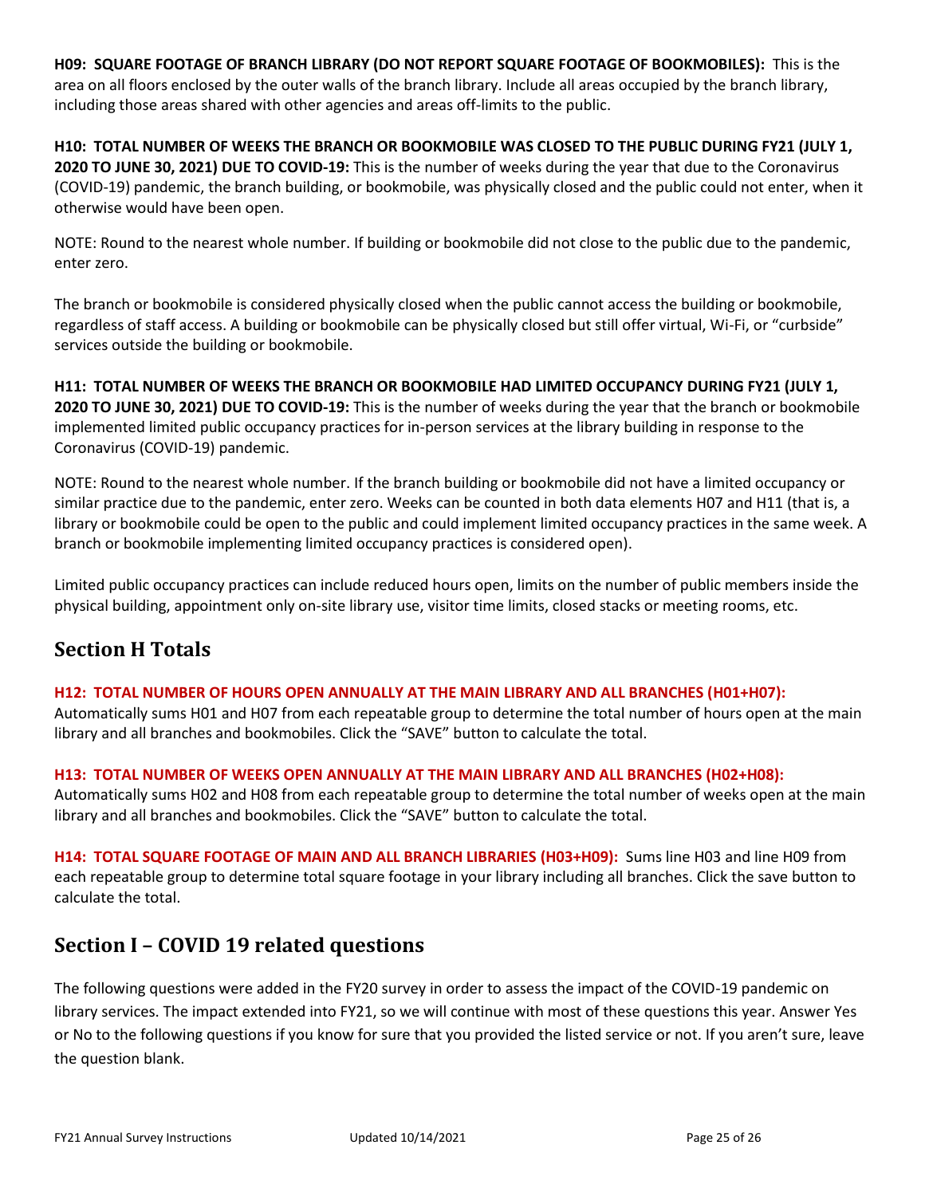**H09: SQUARE FOOTAGE OF BRANCH LIBRARY (DO NOT REPORT SQUARE FOOTAGE OF BOOKMOBILES):** This is the area on all floors enclosed by the outer walls of the branch library. Include all areas occupied by the branch library, including those areas shared with other agencies and areas off-limits to the public.

**H10: TOTAL NUMBER OF WEEKS THE BRANCH OR BOOKMOBILE WAS CLOSED TO THE PUBLIC DURING FY21 (JULY 1, 2020 TO JUNE 30, 2021) DUE TO COVID-19:** This is the number of weeks during the year that due to the Coronavirus (COVID-19) pandemic, the branch building, or bookmobile, was physically closed and the public could not enter, when it otherwise would have been open.

NOTE: Round to the nearest whole number. If building or bookmobile did not close to the public due to the pandemic, enter zero.

The branch or bookmobile is considered physically closed when the public cannot access the building or bookmobile, regardless of staff access. A building or bookmobile can be physically closed but still offer virtual, Wi-Fi, or "curbside" services outside the building or bookmobile.

**H11: TOTAL NUMBER OF WEEKS THE BRANCH OR BOOKMOBILE HAD LIMITED OCCUPANCY DURING FY21 (JULY 1, 2020 TO JUNE 30, 2021) DUE TO COVID-19:** This is the number of weeks during the year that the branch or bookmobile implemented limited public occupancy practices for in-person services at the library building in response to the Coronavirus (COVID-19) pandemic.

NOTE: Round to the nearest whole number. If the branch building or bookmobile did not have a limited occupancy or similar practice due to the pandemic, enter zero. Weeks can be counted in both data elements H07 and H11 (that is, a library or bookmobile could be open to the public and could implement limited occupancy practices in the same week. A branch or bookmobile implementing limited occupancy practices is considered open).

Limited public occupancy practices can include reduced hours open, limits on the number of public members inside the physical building, appointment only on-site library use, visitor time limits, closed stacks or meeting rooms, etc.

## Section H Totals

**H12: TOTAL NUMBER OF HOURS OPEN ANNUALLY AT THE MAIN LIBRARY AND ALL BRANCHES (H01+H07):**
Automatically sums H01 and H07 from each repeatable group to determine the total number of hours open at the main library and all branches and bookmobiles. Click the "SAVE" button to calculate the total.

**H13: TOTAL NUMBER OF WEEKS OPEN ANNUALLY AT THE MAIN LIBRARY AND ALL BRANCHES (H02+H08):**
Automatically sums H02 and H08 from each repeatable group to determine the total number of weeks open at the main library and all branches and bookmobiles. Click the "SAVE" button to calculate the total.

**H14: TOTAL SQUARE FOOTAGE OF MAIN AND ALL BRANCH LIBRARIES (H03+H09):** Sums line H03 and line H09 from each repeatable group to determine total square footage in your library including all branches. Click the save button to calculate the total.

## Section I – COVID 19 related questions

The following questions were added in the FY20 survey in order to assess the impact of the COVID-19 pandemic on library services. The impact extended into FY21, so we will continue with most of these questions this year. Answer Yes or No to the following questions if you know for sure that you provided the listed service or not. If you aren't sure, leave the question blank.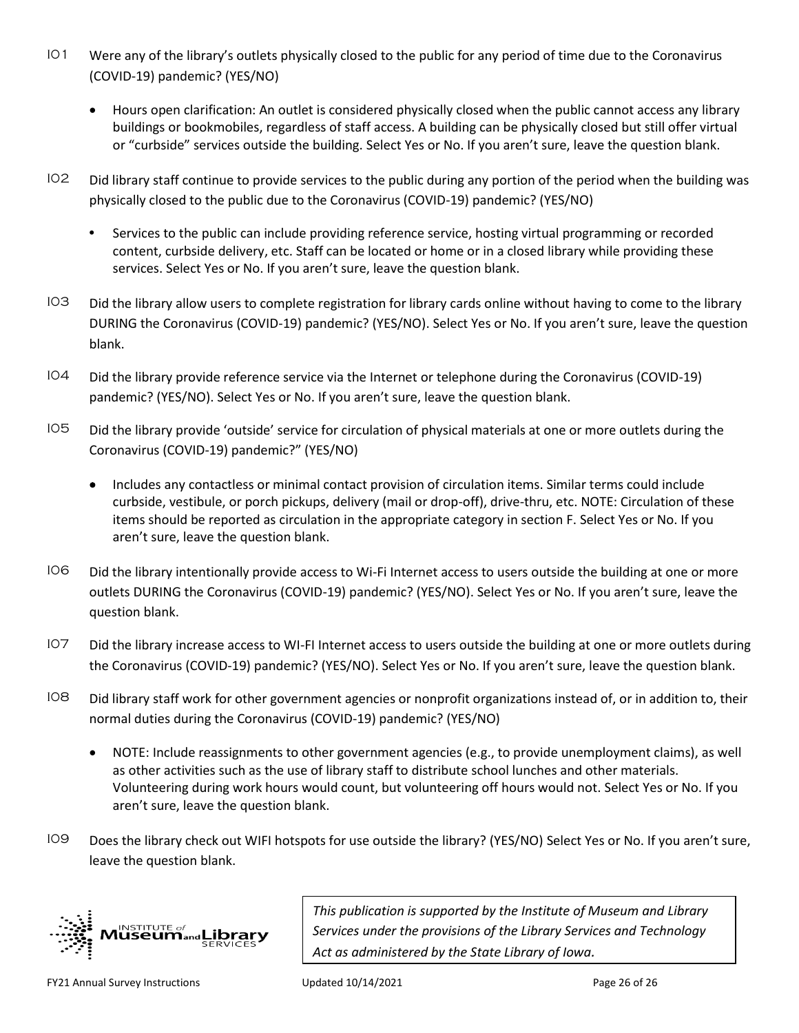IO1 Were any of the library's outlets physically closed to the public for any period of time due to the Coronavirus (COVID-19) pandemic? (YES/NO)

- Hours open clarification: An outlet is considered physically closed when the public cannot access any library buildings or bookmobiles, regardless of staff access. A building can be physically closed but still offer virtual or "curbside" services outside the building. Select Yes or No. If you aren't sure, leave the question blank.

IO2 Did library staff continue to provide services to the public during any portion of the period when the building was physically closed to the public due to the Coronavirus (COVID-19) pandemic? (YES/NO)

- Services to the public can include providing reference service, hosting virtual programming or recorded content, curbside delivery, etc. Staff can be located or home or in a closed library while providing these services. Select Yes or No. If you aren't sure, leave the question blank.

IO3 Did the library allow users to complete registration for library cards online without having to come to the library DURING the Coronavirus (COVID-19) pandemic? (YES/NO). Select Yes or No. If you aren't sure, leave the question blank.

IO4 Did the library provide reference service via the Internet or telephone during the Coronavirus (COVID-19) pandemic? (YES/NO). Select Yes or No. If you aren't sure, leave the question blank.

IO5 Did the library provide 'outside' service for circulation of physical materials at one or more outlets during the Coronavirus (COVID-19) pandemic?" (YES/NO)

- Includes any contactless or minimal contact provision of circulation items. Similar terms could include curbside, vestibule, or porch pickups, delivery (mail or drop-off), drive-thru, etc. NOTE: Circulation of these items should be reported as circulation in the appropriate category in section F. Select Yes or No. If you aren't sure, leave the question blank.

IO6 Did the library intentionally provide access to Wi-Fi Internet access to users outside the building at one or more outlets DURING the Coronavirus (COVID-19) pandemic? (YES/NO). Select Yes or No. If you aren't sure, leave the question blank.

IO7 Did the library increase access to WI-FI Internet access to users outside the building at one or more outlets during the Coronavirus (COVID-19) pandemic? (YES/NO). Select Yes or No. If you aren't sure, leave the question blank.

IO8 Did library staff work for other government agencies or nonprofit organizations instead of, or in addition to, their normal duties during the Coronavirus (COVID-19) pandemic? (YES/NO)

- NOTE: Include reassignments to other government agencies (e.g., to provide unemployment claims), as well as other activities such as the use of library staff to distribute school lunches and other materials. Volunteering during work hours would count, but volunteering off hours would not. Select Yes or No. If you aren't sure, leave the question blank.

IO9 Does the library check out WIFI hotspots for use outside the library? (YES/NO) Select Yes or No. If you aren't sure, leave the question blank.

INSTITUTE of Museum and Library SERVICES

*This publication is supported by the Institute of Museum and Library Services under the provisions of the Library Services and Technology Act as administered by the State Library of Iowa.*